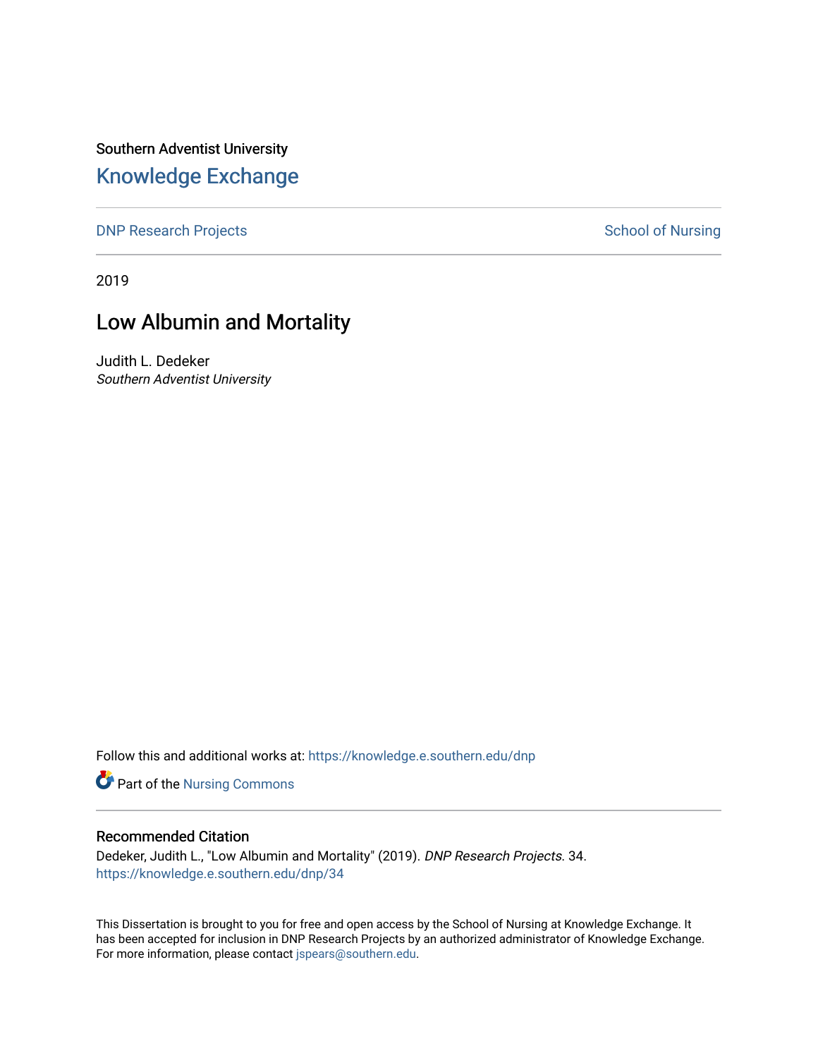Southern Adventist University

# Knowledge Exchange

DNP Research Projects

School of Nursing

2019

## Low Albumin and Mortality

Judith L. Dedeker

*Southern Adventist University*

Follow this and additional works at: https://knowledge.e.southern.edu/dnp

Part of the Nursing Commons

### Recommended Citation

Dedeker, Judith L., "Low Albumin and Mortality" (2019). *DNP Research Projects*. 34.
https://knowledge.e.southern.edu/dnp/34

This Dissertation is brought to you for free and open access by the School of Nursing at Knowledge Exchange. It has been accepted for inclusion in DNP Research Projects by an authorized administrator of Knowledge Exchange. For more information, please contact jspears@southern.edu.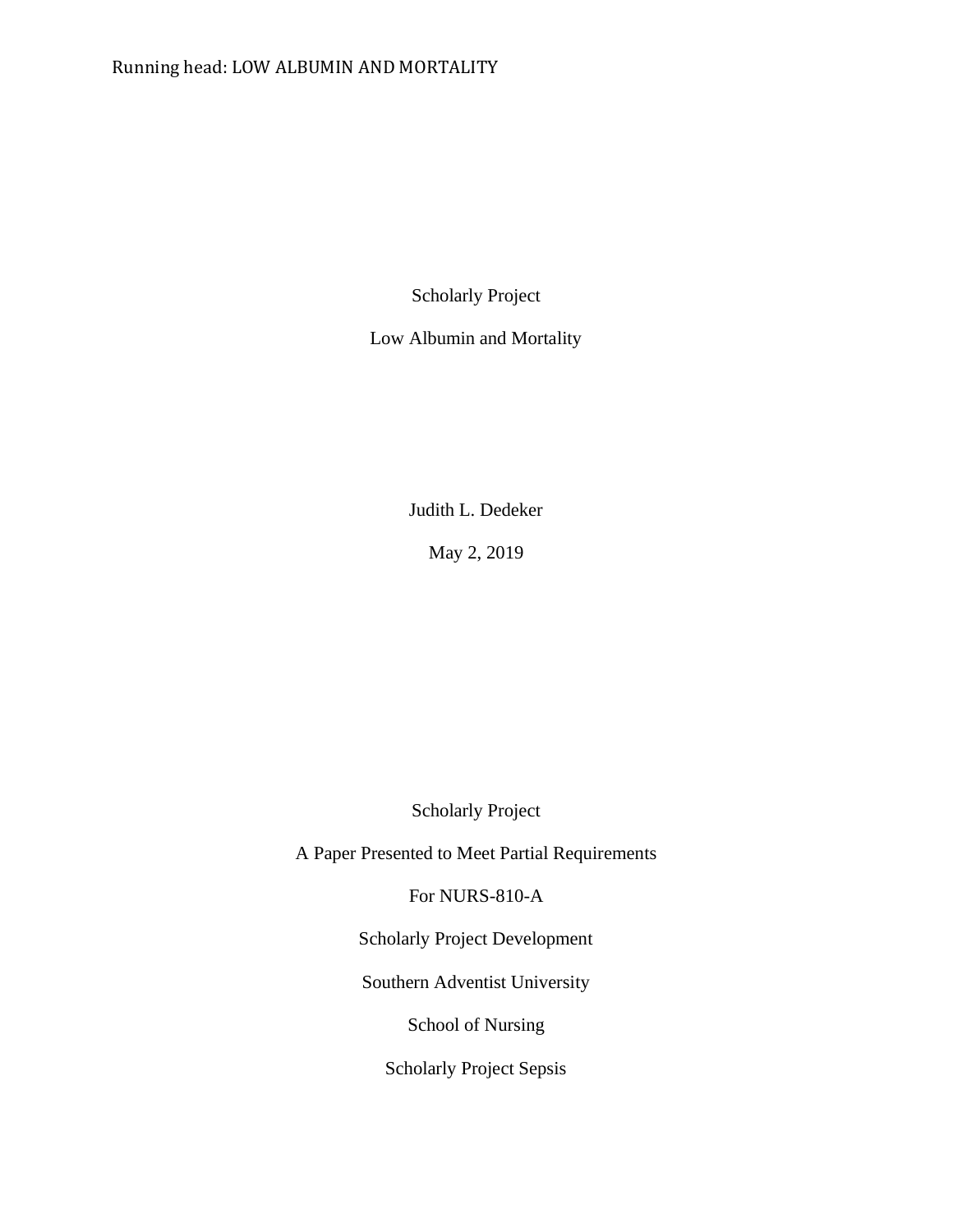Scholarly Project

Low Albumin and Mortality

Judith L. Dedeker

May 2, 2019

Scholarly Project

A Paper Presented to Meet Partial Requirements

For NURS-810-A

Scholarly Project Development

Southern Adventist University

School of Nursing

Scholarly Project Sepsis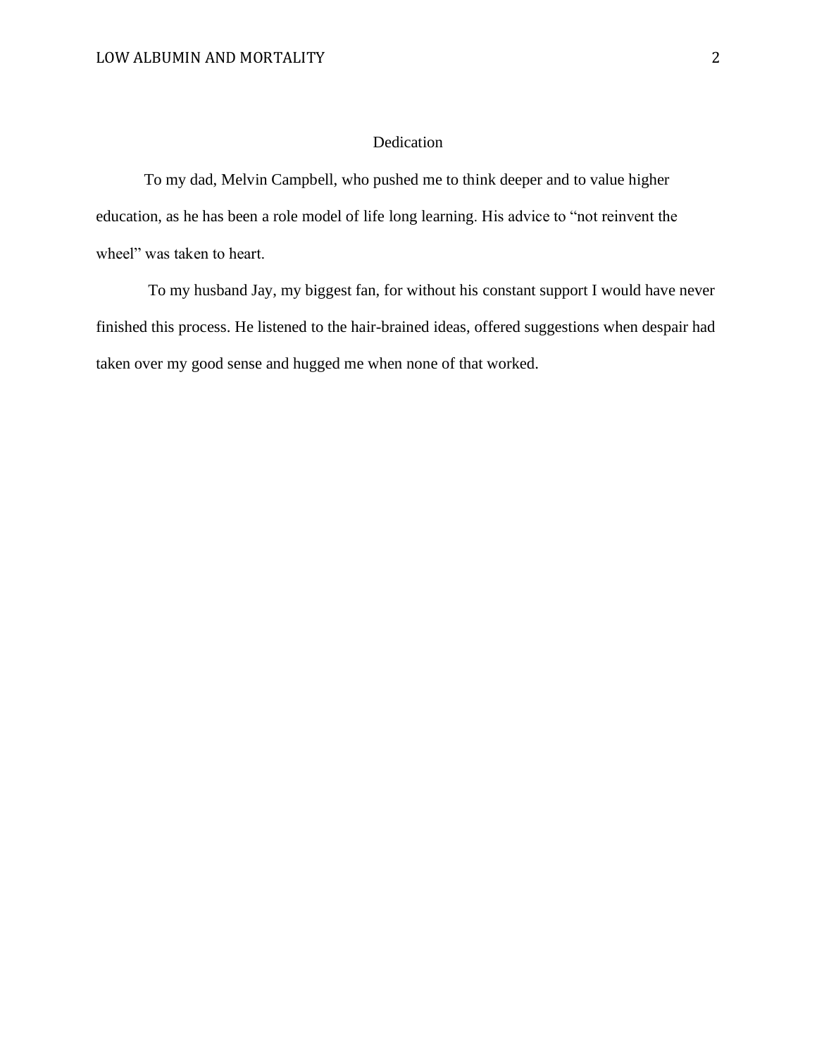# Dedication

To my dad, Melvin Campbell, who pushed me to think deeper and to value higher education, as he has been a role model of life long learning. His advice to "not reinvent the wheel" was taken to heart.

To my husband Jay, my biggest fan, for without his constant support I would have never finished this process. He listened to the hair-brained ideas, offered suggestions when despair had taken over my good sense and hugged me when none of that worked.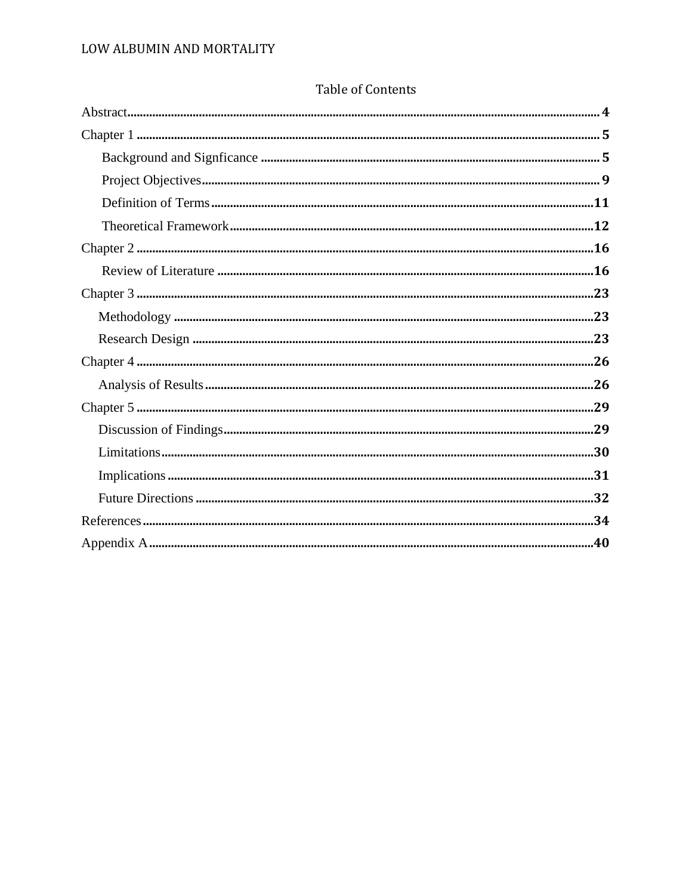# Table of Contents

Abstract .......... 4

Chapter 1 .......... 5

- Background and Signficance .......... 5
- Project Objectives .......... 9
- Definition of Terms .......... 11
- Theoretical Framework .......... 12

Chapter 2 .......... 16

- Review of Literature .......... 16

Chapter 3 .......... 23

- Methodology .......... 23
- Research Design .......... 23

Chapter 4 .......... 26

- Analysis of Results .......... 26

Chapter 5 .......... 29

- Discussion of Findings .......... 29
- Limitations .......... 30
- Implications .......... 31
- Future Directions .......... 32

References .......... 34

Appendix A .......... 40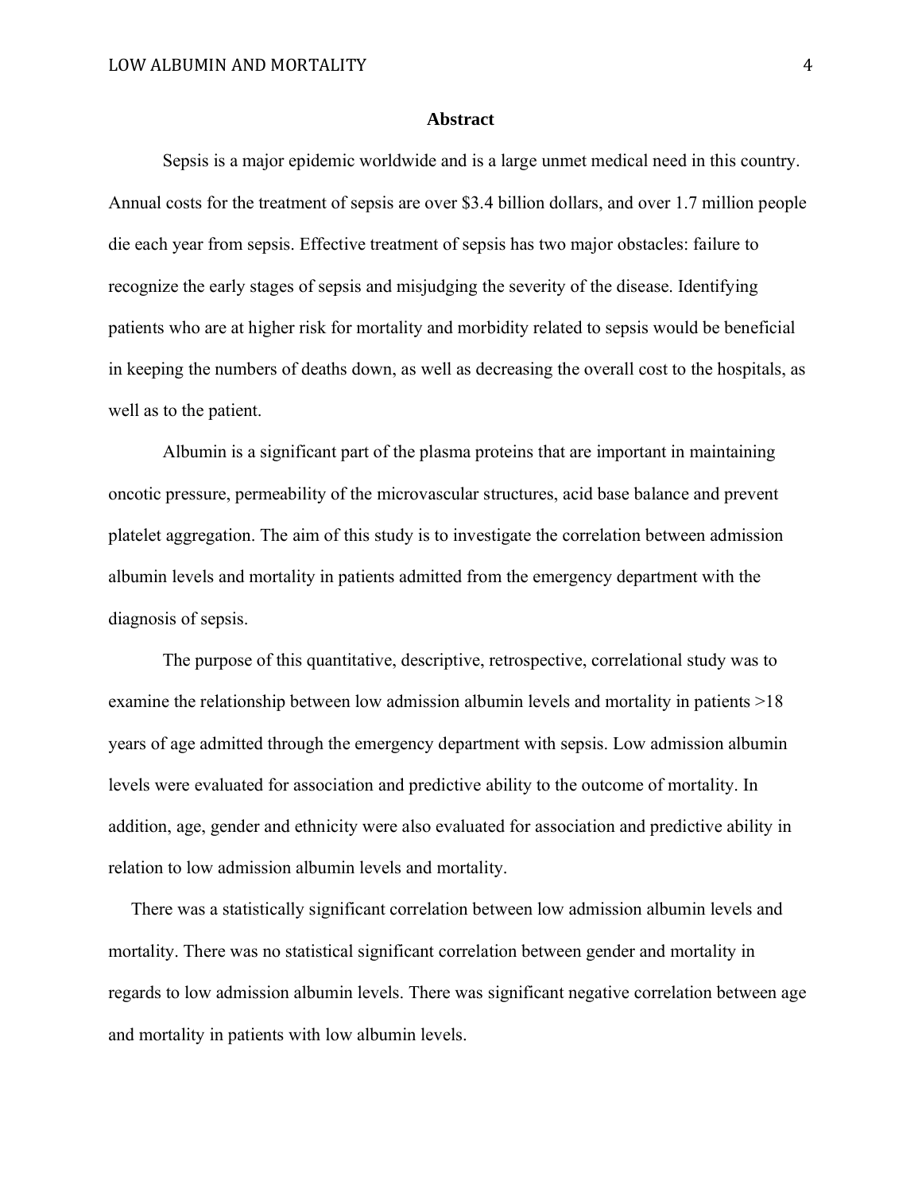## Abstract

Sepsis is a major epidemic worldwide and is a large unmet medical need in this country. Annual costs for the treatment of sepsis are over $3.4 billion dollars, and over 1.7 million people die each year from sepsis. Effective treatment of sepsis has two major obstacles: failure to recognize the early stages of sepsis and misjudging the severity of the disease. Identifying patients who are at higher risk for mortality and morbidity related to sepsis would be beneficial in keeping the numbers of deaths down, as well as decreasing the overall cost to the hospitals, as well as to the patient.

Albumin is a significant part of the plasma proteins that are important in maintaining oncotic pressure, permeability of the microvascular structures, acid base balance and prevent platelet aggregation. The aim of this study is to investigate the correlation between admission albumin levels and mortality in patients admitted from the emergency department with the diagnosis of sepsis.

The purpose of this quantitative, descriptive, retrospective, correlational study was to examine the relationship between low admission albumin levels and mortality in patients >18 years of age admitted through the emergency department with sepsis. Low admission albumin levels were evaluated for association and predictive ability to the outcome of mortality. In addition, age, gender and ethnicity were also evaluated for association and predictive ability in relation to low admission albumin levels and mortality.

There was a statistically significant correlation between low admission albumin levels and mortality. There was no statistical significant correlation between gender and mortality in regards to low admission albumin levels. There was significant negative correlation between age and mortality in patients with low albumin levels.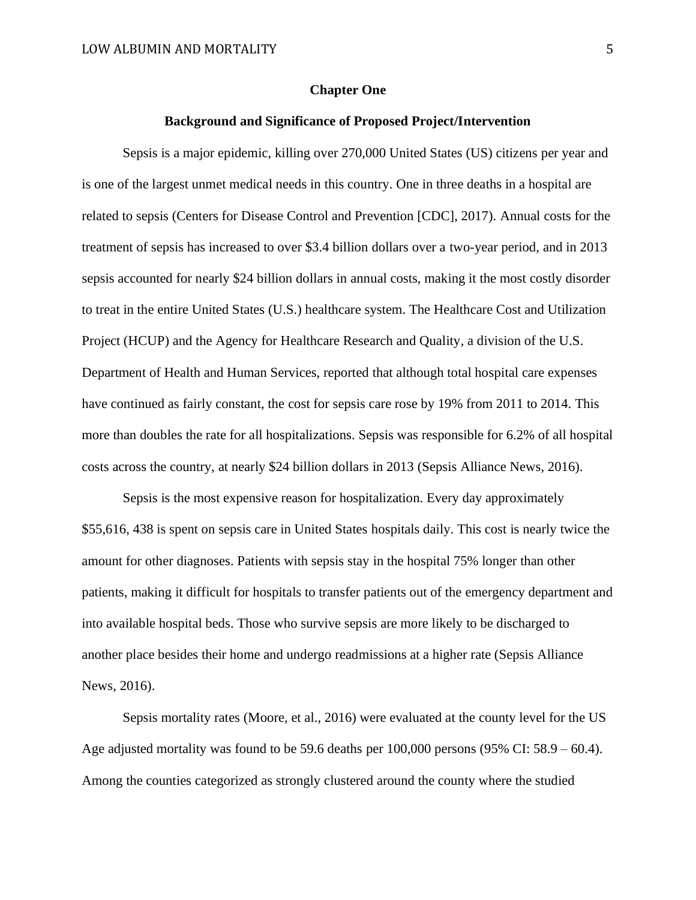# Chapter One

## Background and Significance of Proposed Project/Intervention

Sepsis is a major epidemic, killing over 270,000 United States (US) citizens per year and is one of the largest unmet medical needs in this country. One in three deaths in a hospital are related to sepsis (Centers for Disease Control and Prevention [CDC], 2017). Annual costs for the treatment of sepsis has increased to over $3.4 billion dollars over a two-year period, and in 2013 sepsis accounted for nearly $24 billion dollars in annual costs, making it the most costly disorder to treat in the entire United States (U.S.) healthcare system. The Healthcare Cost and Utilization Project (HCUP) and the Agency for Healthcare Research and Quality, a division of the U.S. Department of Health and Human Services, reported that although total hospital care expenses have continued as fairly constant, the cost for sepsis care rose by 19% from 2011 to 2014. This more than doubles the rate for all hospitalizations. Sepsis was responsible for 6.2% of all hospital costs across the country, at nearly $24 billion dollars in 2013 (Sepsis Alliance News, 2016).

Sepsis is the most expensive reason for hospitalization. Every day approximately $55,616, 438 is spent on sepsis care in United States hospitals daily. This cost is nearly twice the amount for other diagnoses. Patients with sepsis stay in the hospital 75% longer than other patients, making it difficult for hospitals to transfer patients out of the emergency department and into available hospital beds. Those who survive sepsis are more likely to be discharged to another place besides their home and undergo readmissions at a higher rate (Sepsis Alliance News, 2016).

Sepsis mortality rates (Moore, et al., 2016) were evaluated at the county level for the US Age adjusted mortality was found to be 59.6 deaths per 100,000 persons (95% CI: 58.9 – 60.4). Among the counties categorized as strongly clustered around the county where the studied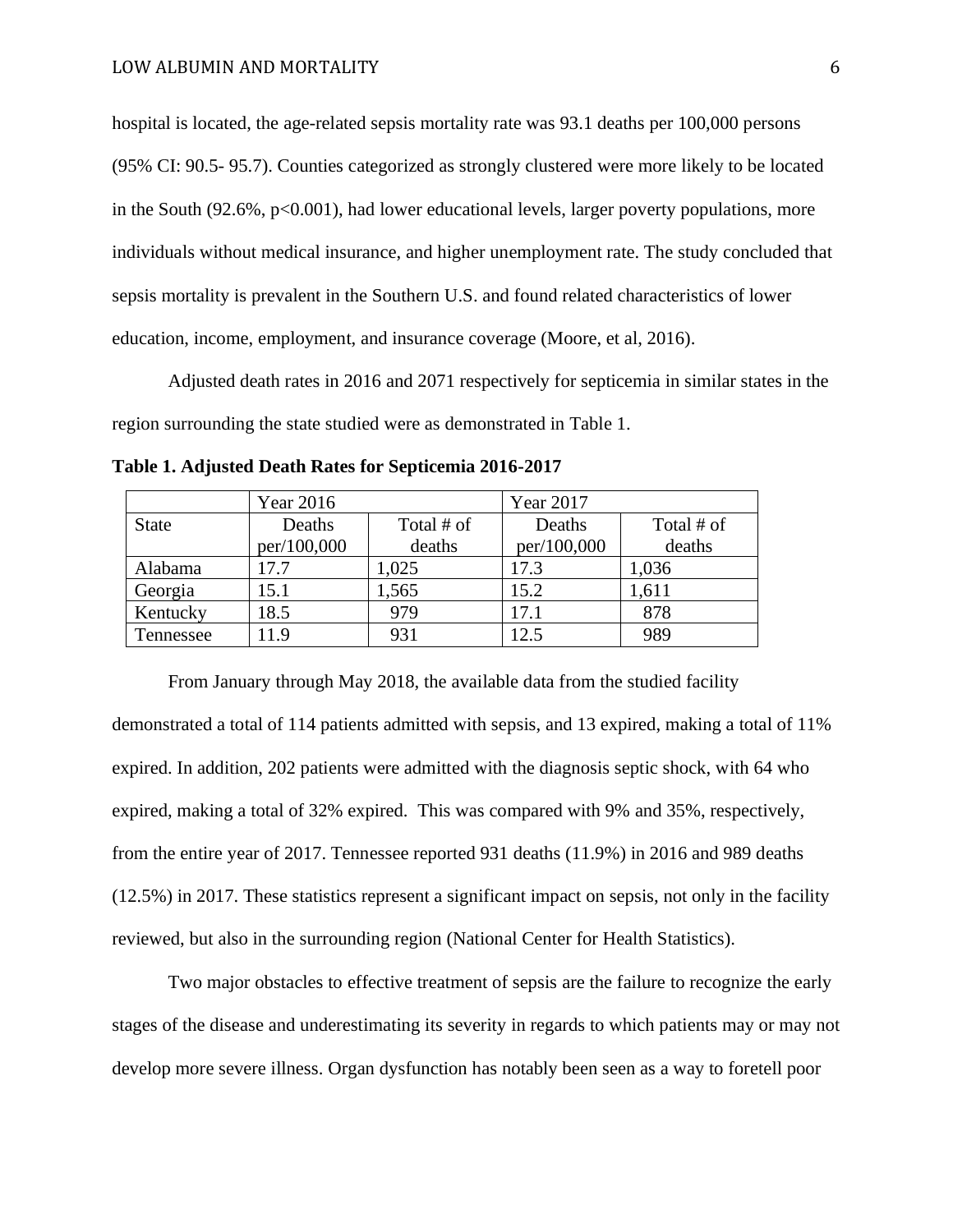hospital is located, the age-related sepsis mortality rate was 93.1 deaths per 100,000 persons (95% CI: 90.5- 95.7). Counties categorized as strongly clustered were more likely to be located in the South (92.6%, $p<0.001$), had lower educational levels, larger poverty populations, more individuals without medical insurance, and higher unemployment rate. The study concluded that sepsis mortality is prevalent in the Southern U.S. and found related characteristics of lower education, income, employment, and insurance coverage (Moore, et al, 2016).

Adjusted death rates in 2016 and 2071 respectively for septicemia in similar states in the region surrounding the state studied were as demonstrated in Table 1.

**Table 1. Adjusted Death Rates for Septicemia 2016-2017**

| | Year 2016 | | Year 2017 | |
|---|---|---|---|---|
| State | Deaths per/100,000 | Total # of deaths | Deaths per/100,000 | Total # of deaths |
| Alabama | 17.7 | 1,025 | 17.3 | 1,036 |
| Georgia | 15.1 | 1,565 | 15.2 | 1,611 |
| Kentucky | 18.5 | 979 | 17.1 | 878 |
| Tennessee | 11.9 | 931 | 12.5 | 989 |

From January through May 2018, the available data from the studied facility demonstrated a total of 114 patients admitted with sepsis, and 13 expired, making a total of 11% expired. In addition, 202 patients were admitted with the diagnosis septic shock, with 64 who expired, making a total of 32% expired. This was compared with 9% and 35%, respectively, from the entire year of 2017. Tennessee reported 931 deaths (11.9%) in 2016 and 989 deaths (12.5%) in 2017. These statistics represent a significant impact on sepsis, not only in the facility reviewed, but also in the surrounding region (National Center for Health Statistics).

Two major obstacles to effective treatment of sepsis are the failure to recognize the early stages of the disease and underestimating its severity in regards to which patients may or may not develop more severe illness. Organ dysfunction has notably been seen as a way to foretell poor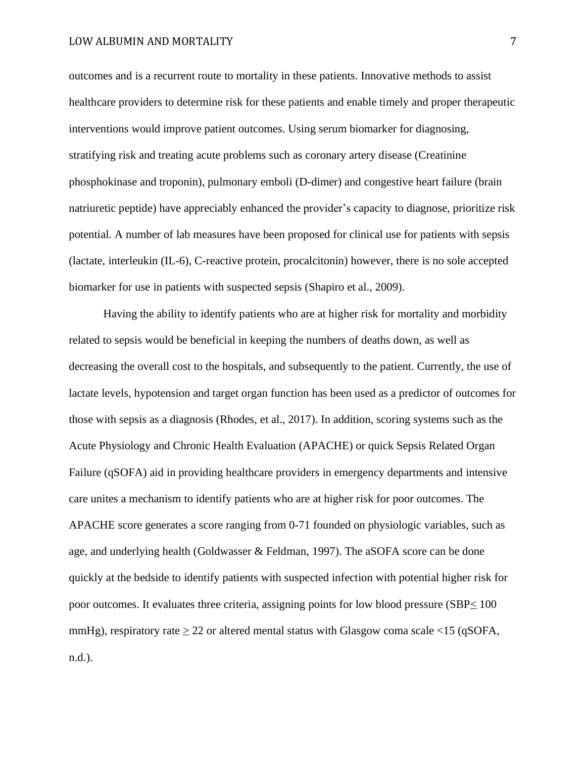outcomes and is a recurrent route to mortality in these patients. Innovative methods to assist healthcare providers to determine risk for these patients and enable timely and proper therapeutic interventions would improve patient outcomes. Using serum biomarker for diagnosing, stratifying risk and treating acute problems such as coronary artery disease (Creatinine phosphokinase and troponin), pulmonary emboli (D-dimer) and congestive heart failure (brain natriuretic peptide) have appreciably enhanced the provider's capacity to diagnose, prioritize risk potential. A number of lab measures have been proposed for clinical use for patients with sepsis (lactate, interleukin (IL-6), C-reactive protein, procalcitonin) however, there is no sole accepted biomarker for use in patients with suspected sepsis (Shapiro et al., 2009).

Having the ability to identify patients who are at higher risk for mortality and morbidity related to sepsis would be beneficial in keeping the numbers of deaths down, as well as decreasing the overall cost to the hospitals, and subsequently to the patient. Currently, the use of lactate levels, hypotension and target organ function has been used as a predictor of outcomes for those with sepsis as a diagnosis (Rhodes, et al., 2017). In addition, scoring systems such as the Acute Physiology and Chronic Health Evaluation (APACHE) or quick Sepsis Related Organ Failure (qSOFA) aid in providing healthcare providers in emergency departments and intensive care unites a mechanism to identify patients who are at higher risk for poor outcomes. The APACHE score generates a score ranging from 0-71 founded on physiologic variables, such as age, and underlying health (Goldwasser & Feldman, 1997). The aSOFA score can be done quickly at the bedside to identify patients with suspected infection with potential higher risk for poor outcomes. It evaluates three criteria, assigning points for low blood pressure (SBP$\leq$ 100 mmHg), respiratory rate $\geq$ 22 or altered mental status with Glasgow coma scale <15 (qSOFA, n.d.).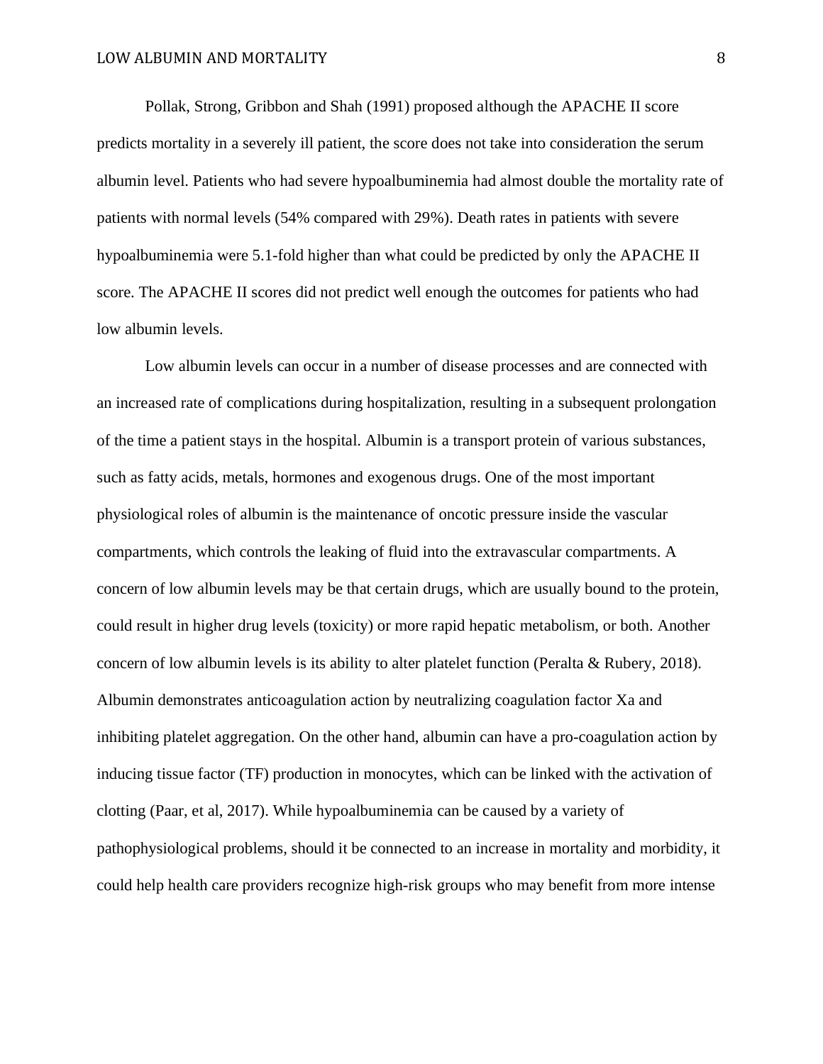Pollak, Strong, Gribbon and Shah (1991) proposed although the APACHE II score predicts mortality in a severely ill patient, the score does not take into consideration the serum albumin level. Patients who had severe hypoalbuminemia had almost double the mortality rate of patients with normal levels (54% compared with 29%). Death rates in patients with severe hypoalbuminemia were 5.1-fold higher than what could be predicted by only the APACHE II score. The APACHE II scores did not predict well enough the outcomes for patients who had low albumin levels.

Low albumin levels can occur in a number of disease processes and are connected with an increased rate of complications during hospitalization, resulting in a subsequent prolongation of the time a patient stays in the hospital. Albumin is a transport protein of various substances, such as fatty acids, metals, hormones and exogenous drugs. One of the most important physiological roles of albumin is the maintenance of oncotic pressure inside the vascular compartments, which controls the leaking of fluid into the extravascular compartments. A concern of low albumin levels may be that certain drugs, which are usually bound to the protein, could result in higher drug levels (toxicity) or more rapid hepatic metabolism, or both. Another concern of low albumin levels is its ability to alter platelet function (Peralta & Rubery, 2018). Albumin demonstrates anticoagulation action by neutralizing coagulation factor Xa and inhibiting platelet aggregation. On the other hand, albumin can have a pro-coagulation action by inducing tissue factor (TF) production in monocytes, which can be linked with the activation of clotting (Paar, et al, 2017). While hypoalbuminemia can be caused by a variety of pathophysiological problems, should it be connected to an increase in mortality and morbidity, it could help health care providers recognize high-risk groups who may benefit from more intense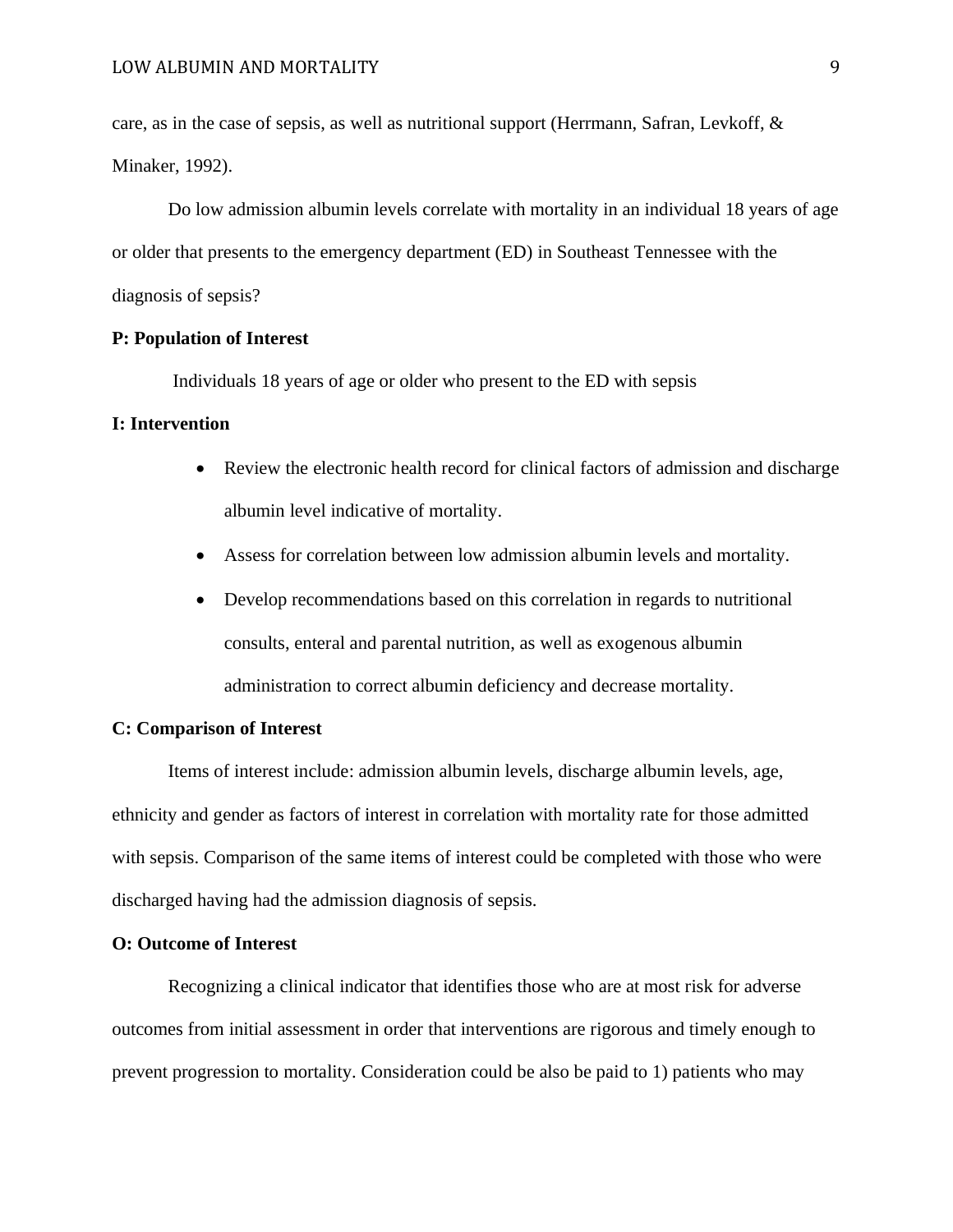care, as in the case of sepsis, as well as nutritional support (Herrmann, Safran, Levkoff, & Minaker, 1992).

Do low admission albumin levels correlate with mortality in an individual 18 years of age or older that presents to the emergency department (ED) in Southeast Tennessee with the diagnosis of sepsis?

**P: Population of Interest**

Individuals 18 years of age or older who present to the ED with sepsis

**I: Intervention**

- Review the electronic health record for clinical factors of admission and discharge albumin level indicative of mortality.
- Assess for correlation between low admission albumin levels and mortality.
- Develop recommendations based on this correlation in regards to nutritional consults, enteral and parental nutrition, as well as exogenous albumin administration to correct albumin deficiency and decrease mortality.

**C: Comparison of Interest**

Items of interest include: admission albumin levels, discharge albumin levels, age, ethnicity and gender as factors of interest in correlation with mortality rate for those admitted with sepsis. Comparison of the same items of interest could be completed with those who were discharged having had the admission diagnosis of sepsis.

**O: Outcome of Interest**

Recognizing a clinical indicator that identifies those who are at most risk for adverse outcomes from initial assessment in order that interventions are rigorous and timely enough to prevent progression to mortality. Consideration could be also be paid to 1) patients who may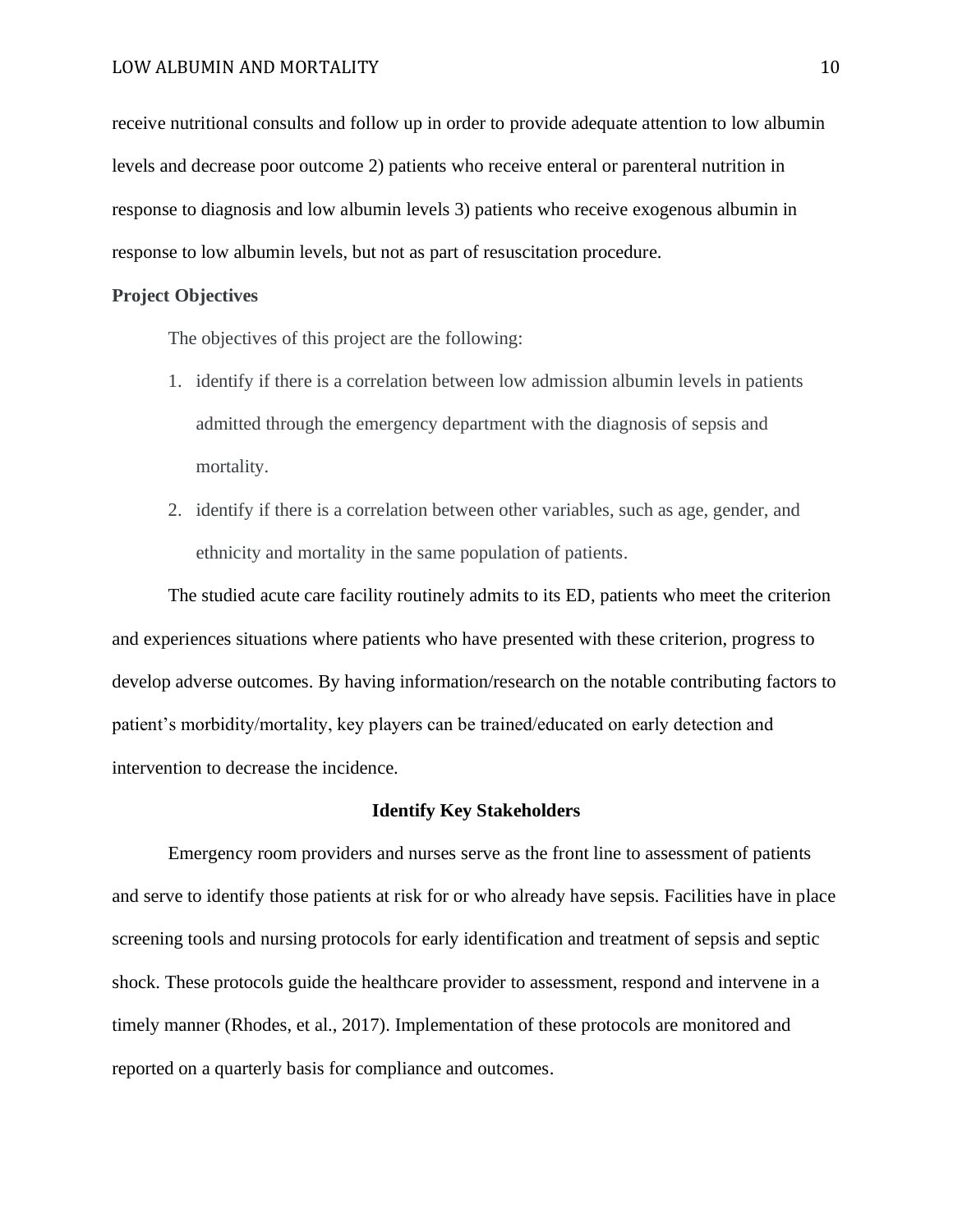receive nutritional consults and follow up in order to provide adequate attention to low albumin levels and decrease poor outcome 2) patients who receive enteral or parenteral nutrition in response to diagnosis and low albumin levels 3) patients who receive exogenous albumin in response to low albumin levels, but not as part of resuscitation procedure.

**Project Objectives**

The objectives of this project are the following:

1. identify if there is a correlation between low admission albumin levels in patients admitted through the emergency department with the diagnosis of sepsis and mortality.
2. identify if there is a correlation between other variables, such as age, gender, and ethnicity and mortality in the same population of patients.

The studied acute care facility routinely admits to its ED, patients who meet the criterion and experiences situations where patients who have presented with these criterion, progress to develop adverse outcomes. By having information/research on the notable contributing factors to patient's morbidity/mortality, key players can be trained/educated on early detection and intervention to decrease the incidence.

## Identify Key Stakeholders

Emergency room providers and nurses serve as the front line to assessment of patients and serve to identify those patients at risk for or who already have sepsis. Facilities have in place screening tools and nursing protocols for early identification and treatment of sepsis and septic shock. These protocols guide the healthcare provider to assessment, respond and intervene in a timely manner (Rhodes, et al., 2017). Implementation of these protocols are monitored and reported on a quarterly basis for compliance and outcomes.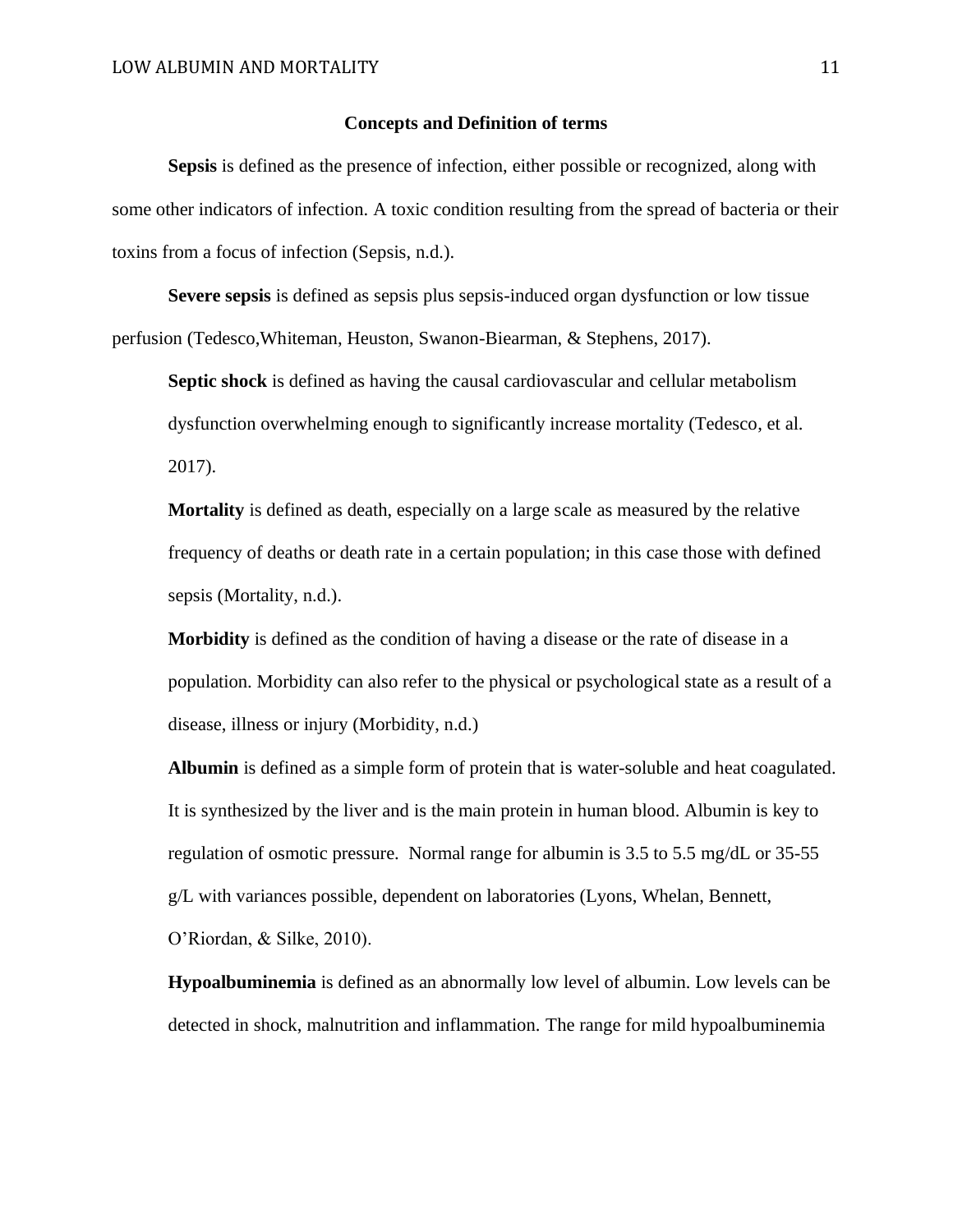## Concepts and Definition of terms

**Sepsis** is defined as the presence of infection, either possible or recognized, along with some other indicators of infection. A toxic condition resulting from the spread of bacteria or their toxins from a focus of infection (Sepsis, n.d.).

**Severe sepsis** is defined as sepsis plus sepsis-induced organ dysfunction or low tissue perfusion (Tedesco,Whiteman, Heuston, Swanon-Biearman, & Stephens, 2017).

**Septic shock** is defined as having the causal cardiovascular and cellular metabolism dysfunction overwhelming enough to significantly increase mortality (Tedesco, et al. 2017).

**Mortality** is defined as death, especially on a large scale as measured by the relative frequency of deaths or death rate in a certain population; in this case those with defined sepsis (Mortality, n.d.).

**Morbidity** is defined as the condition of having a disease or the rate of disease in a population. Morbidity can also refer to the physical or psychological state as a result of a disease, illness or injury (Morbidity, n.d.)

**Albumin** is defined as a simple form of protein that is water-soluble and heat coagulated. It is synthesized by the liver and is the main protein in human blood. Albumin is key to regulation of osmotic pressure. Normal range for albumin is 3.5 to 5.5 mg/dL or 35-55 g/L with variances possible, dependent on laboratories (Lyons, Whelan, Bennett, O'Riordan, & Silke, 2010).

**Hypoalbuminemia** is defined as an abnormally low level of albumin. Low levels can be detected in shock, malnutrition and inflammation. The range for mild hypoalbuminemia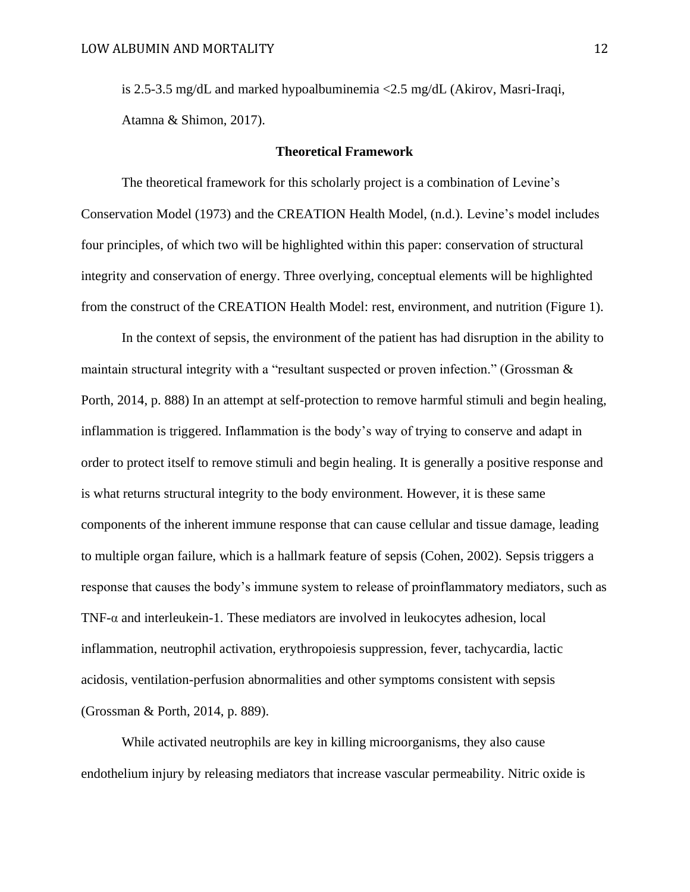is 2.5-3.5 mg/dL and marked hypoalbuminemia <2.5 mg/dL (Akirov, Masri-Iraqi, Atamna & Shimon, 2017).

## Theoretical Framework

The theoretical framework for this scholarly project is a combination of Levine's Conservation Model (1973) and the CREATION Health Model, (n.d.). Levine's model includes four principles, of which two will be highlighted within this paper: conservation of structural integrity and conservation of energy. Three overlying, conceptual elements will be highlighted from the construct of the CREATION Health Model: rest, environment, and nutrition (Figure 1).

In the context of sepsis, the environment of the patient has had disruption in the ability to maintain structural integrity with a "resultant suspected or proven infection." (Grossman & Porth, 2014, p. 888) In an attempt at self-protection to remove harmful stimuli and begin healing, inflammation is triggered. Inflammation is the body's way of trying to conserve and adapt in order to protect itself to remove stimuli and begin healing. It is generally a positive response and is what returns structural integrity to the body environment. However, it is these same components of the inherent immune response that can cause cellular and tissue damage, leading to multiple organ failure, which is a hallmark feature of sepsis (Cohen, 2002). Sepsis triggers a response that causes the body's immune system to release of proinflammatory mediators, such as TNF-$\alpha$ and interleukein-1. These mediators are involved in leukocytes adhesion, local inflammation, neutrophil activation, erythropoiesis suppression, fever, tachycardia, lactic acidosis, ventilation-perfusion abnormalities and other symptoms consistent with sepsis (Grossman & Porth, 2014, p. 889).

While activated neutrophils are key in killing microorganisms, they also cause endothelium injury by releasing mediators that increase vascular permeability. Nitric oxide is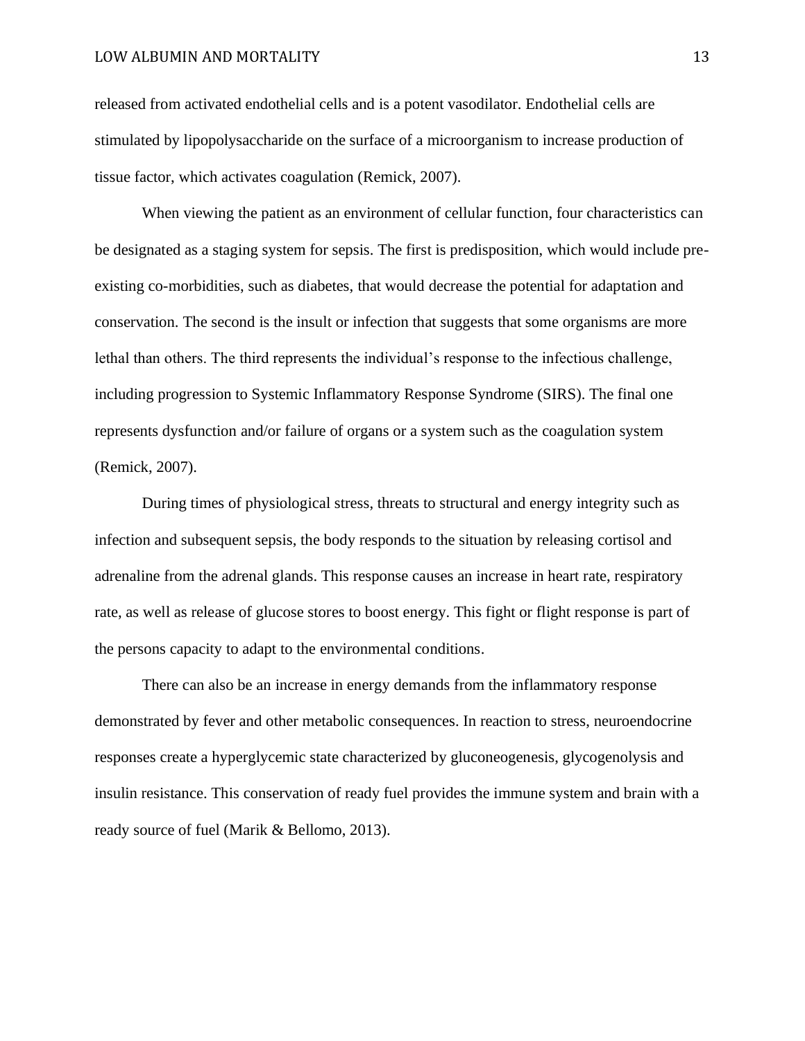released from activated endothelial cells and is a potent vasodilator. Endothelial cells are stimulated by lipopolysaccharide on the surface of a microorganism to increase production of tissue factor, which activates coagulation (Remick, 2007).

When viewing the patient as an environment of cellular function, four characteristics can be designated as a staging system for sepsis. The first is predisposition, which would include pre-existing co-morbidities, such as diabetes, that would decrease the potential for adaptation and conservation. The second is the insult or infection that suggests that some organisms are more lethal than others. The third represents the individual's response to the infectious challenge, including progression to Systemic Inflammatory Response Syndrome (SIRS). The final one represents dysfunction and/or failure of organs or a system such as the coagulation system (Remick, 2007).

During times of physiological stress, threats to structural and energy integrity such as infection and subsequent sepsis, the body responds to the situation by releasing cortisol and adrenaline from the adrenal glands. This response causes an increase in heart rate, respiratory rate, as well as release of glucose stores to boost energy. This fight or flight response is part of the persons capacity to adapt to the environmental conditions.

There can also be an increase in energy demands from the inflammatory response demonstrated by fever and other metabolic consequences. In reaction to stress, neuroendocrine responses create a hyperglycemic state characterized by gluconeogenesis, glycogenolysis and insulin resistance. This conservation of ready fuel provides the immune system and brain with a ready source of fuel (Marik & Bellomo, 2013).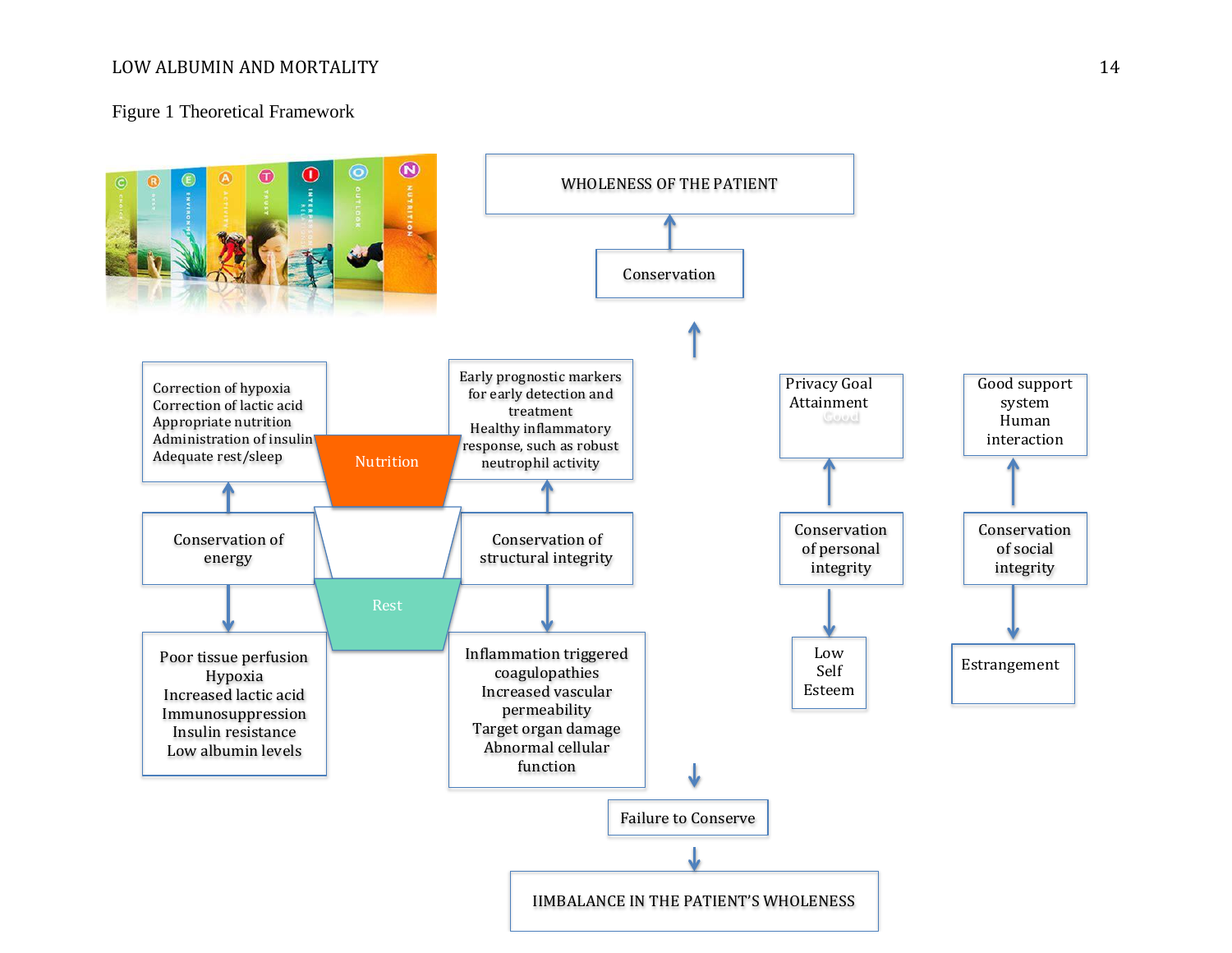Figure 1 Theoretical Framework

WHOLENESS OF THE PATIENT

Conservation

Correction of hypoxia
Correction of lactic acid
Appropriate nutrition
Administration of insulin
Adequate rest/sleep

Nutrition

Early prognostic markers for early detection and treatment
Healthy inflammatory response, such as robust neutrophil activity

Privacy Goal Attainment

Good support system
Human interaction

Conservation of energy

Conservation of structural integrity

Conservation of personal integrity

Conservation of social integrity

Rest

Poor tissue perfusion
Hypoxia
Increased lactic acid
Immunosuppression
Insulin resistance
Low albumin levels

Inflammation triggered coagulopathies
Increased vascular permeability
Target organ damage
Abnormal cellular function

Low Self Esteem

Estrangement

Failure to Conserve

IIMBALANCE IN THE PATIENT'S WHOLENESS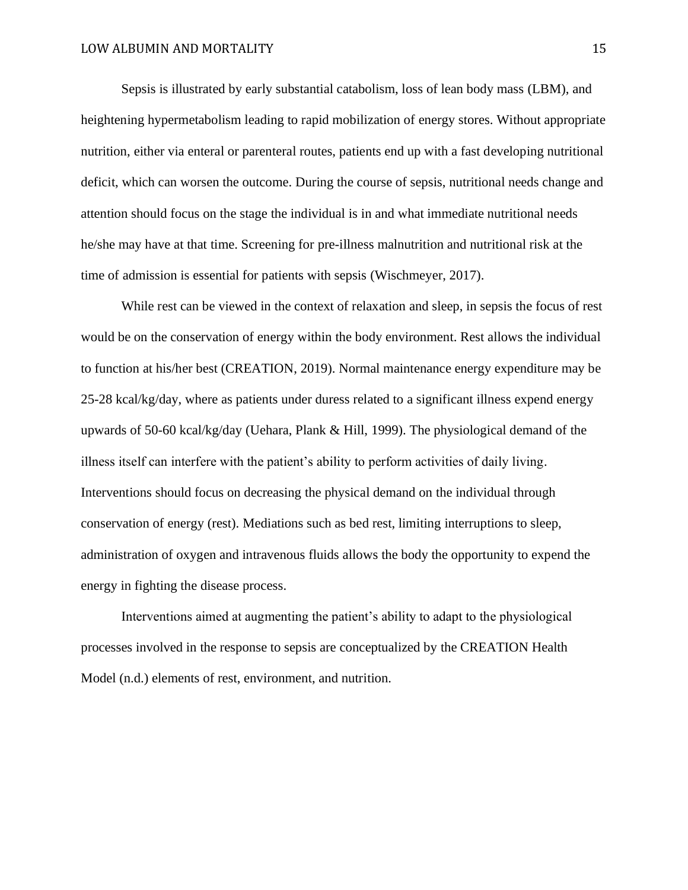Sepsis is illustrated by early substantial catabolism, loss of lean body mass (LBM), and heightening hypermetabolism leading to rapid mobilization of energy stores. Without appropriate nutrition, either via enteral or parenteral routes, patients end up with a fast developing nutritional deficit, which can worsen the outcome. During the course of sepsis, nutritional needs change and attention should focus on the stage the individual is in and what immediate nutritional needs he/she may have at that time. Screening for pre-illness malnutrition and nutritional risk at the time of admission is essential for patients with sepsis (Wischmeyer, 2017).

While rest can be viewed in the context of relaxation and sleep, in sepsis the focus of rest would be on the conservation of energy within the body environment. Rest allows the individual to function at his/her best (CREATION, 2019). Normal maintenance energy expenditure may be 25-28 kcal/kg/day, where as patients under duress related to a significant illness expend energy upwards of 50-60 kcal/kg/day (Uehara, Plank & Hill, 1999). The physiological demand of the illness itself can interfere with the patient's ability to perform activities of daily living. Interventions should focus on decreasing the physical demand on the individual through conservation of energy (rest). Mediations such as bed rest, limiting interruptions to sleep, administration of oxygen and intravenous fluids allows the body the opportunity to expend the energy in fighting the disease process.

Interventions aimed at augmenting the patient's ability to adapt to the physiological processes involved in the response to sepsis are conceptualized by the CREATION Health Model (n.d.) elements of rest, environment, and nutrition.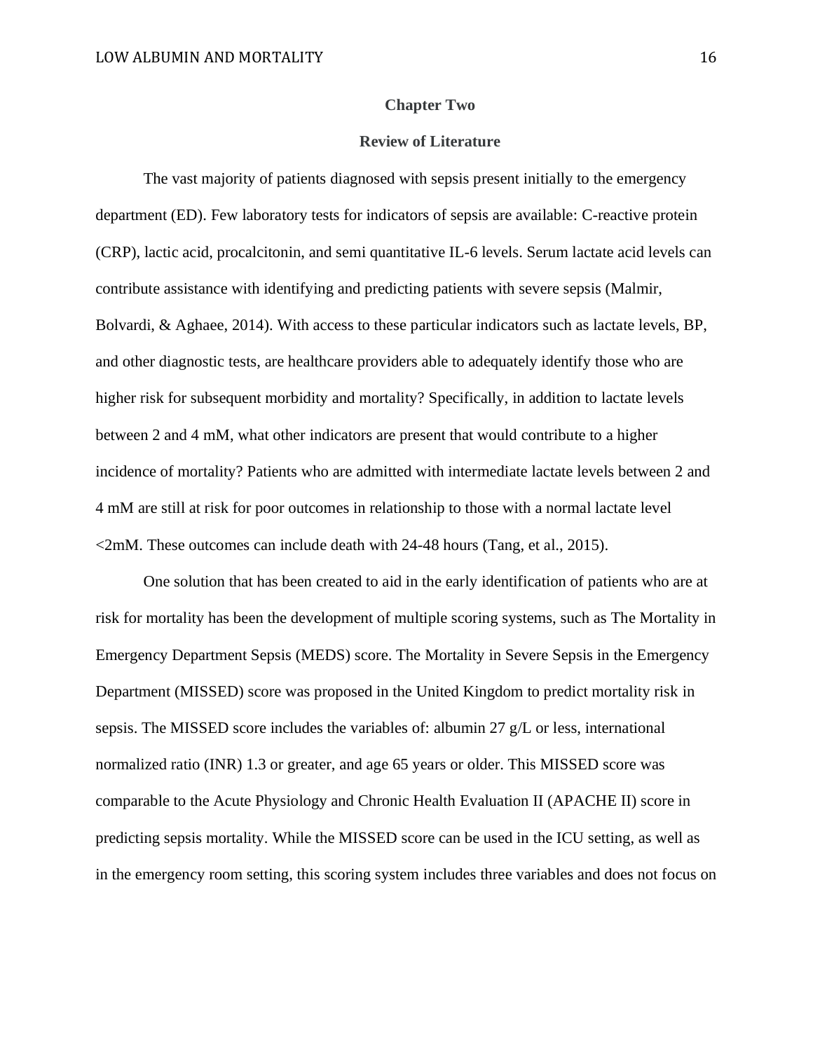# Chapter Two

## Review of Literature

The vast majority of patients diagnosed with sepsis present initially to the emergency department (ED). Few laboratory tests for indicators of sepsis are available: C-reactive protein (CRP), lactic acid, procalcitonin, and semi quantitative IL-6 levels. Serum lactate acid levels can contribute assistance with identifying and predicting patients with severe sepsis (Malmir, Bolvardi, & Aghaee, 2014). With access to these particular indicators such as lactate levels, BP, and other diagnostic tests, are healthcare providers able to adequately identify those who are higher risk for subsequent morbidity and mortality? Specifically, in addition to lactate levels between 2 and 4 mM, what other indicators are present that would contribute to a higher incidence of mortality? Patients who are admitted with intermediate lactate levels between 2 and 4 mM are still at risk for poor outcomes in relationship to those with a normal lactate level <2mM. These outcomes can include death with 24-48 hours (Tang, et al., 2015).

One solution that has been created to aid in the early identification of patients who are at risk for mortality has been the development of multiple scoring systems, such as The Mortality in Emergency Department Sepsis (MEDS) score. The Mortality in Severe Sepsis in the Emergency Department (MISSED) score was proposed in the United Kingdom to predict mortality risk in sepsis. The MISSED score includes the variables of: albumin 27 g/L or less, international normalized ratio (INR) 1.3 or greater, and age 65 years or older. This MISSED score was comparable to the Acute Physiology and Chronic Health Evaluation II (APACHE II) score in predicting sepsis mortality. While the MISSED score can be used in the ICU setting, as well as in the emergency room setting, this scoring system includes three variables and does not focus on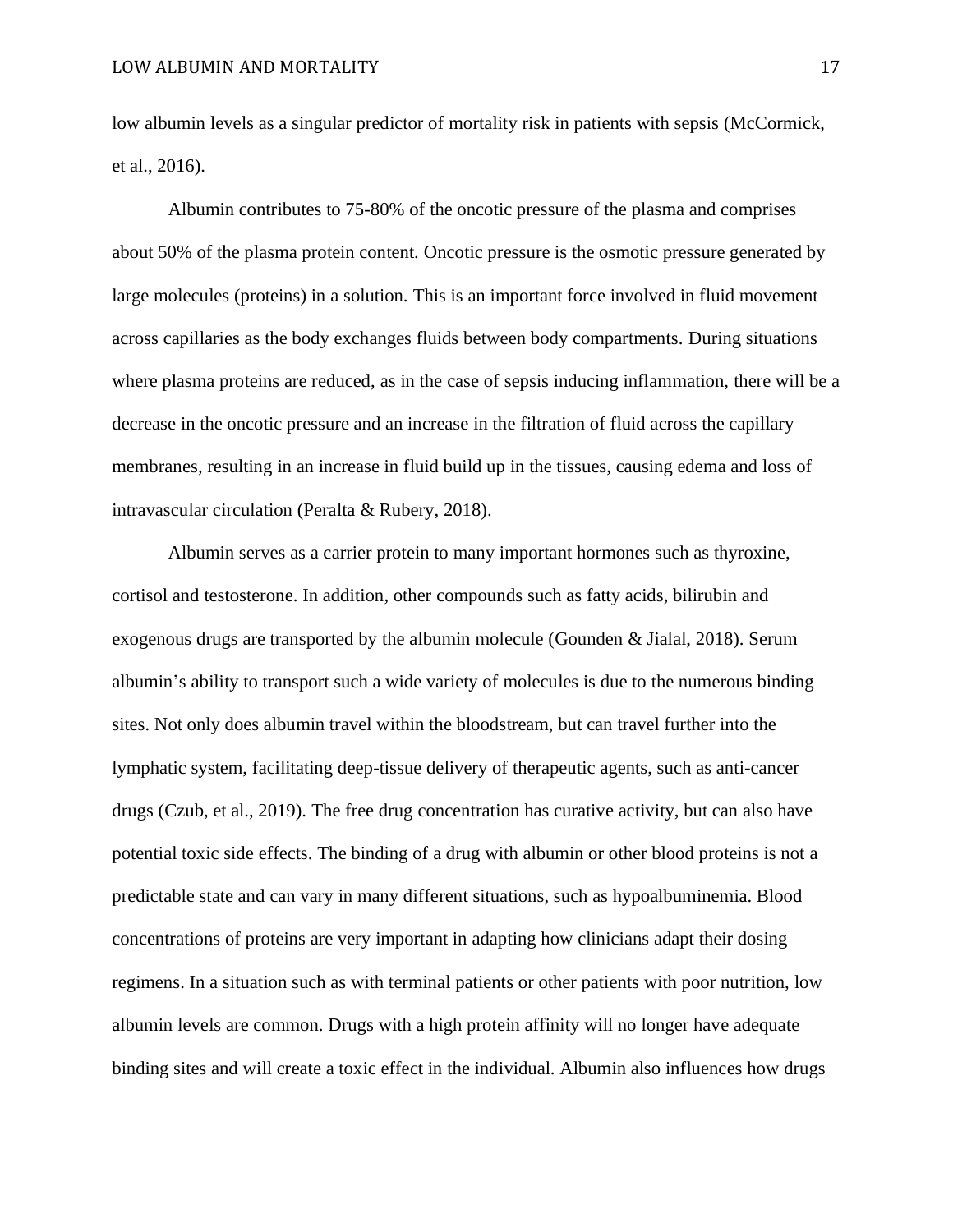low albumin levels as a singular predictor of mortality risk in patients with sepsis (McCormick, et al., 2016).

Albumin contributes to 75-80% of the oncotic pressure of the plasma and comprises about 50% of the plasma protein content. Oncotic pressure is the osmotic pressure generated by large molecules (proteins) in a solution. This is an important force involved in fluid movement across capillaries as the body exchanges fluids between body compartments. During situations where plasma proteins are reduced, as in the case of sepsis inducing inflammation, there will be a decrease in the oncotic pressure and an increase in the filtration of fluid across the capillary membranes, resulting in an increase in fluid build up in the tissues, causing edema and loss of intravascular circulation (Peralta & Rubery, 2018).

Albumin serves as a carrier protein to many important hormones such as thyroxine, cortisol and testosterone. In addition, other compounds such as fatty acids, bilirubin and exogenous drugs are transported by the albumin molecule (Gounden & Jialal, 2018). Serum albumin's ability to transport such a wide variety of molecules is due to the numerous binding sites. Not only does albumin travel within the bloodstream, but can travel further into the lymphatic system, facilitating deep-tissue delivery of therapeutic agents, such as anti-cancer drugs (Czub, et al., 2019). The free drug concentration has curative activity, but can also have potential toxic side effects. The binding of a drug with albumin or other blood proteins is not a predictable state and can vary in many different situations, such as hypoalbuminemia. Blood concentrations of proteins are very important in adapting how clinicians adapt their dosing regimens. In a situation such as with terminal patients or other patients with poor nutrition, low albumin levels are common. Drugs with a high protein affinity will no longer have adequate binding sites and will create a toxic effect in the individual. Albumin also influences how drugs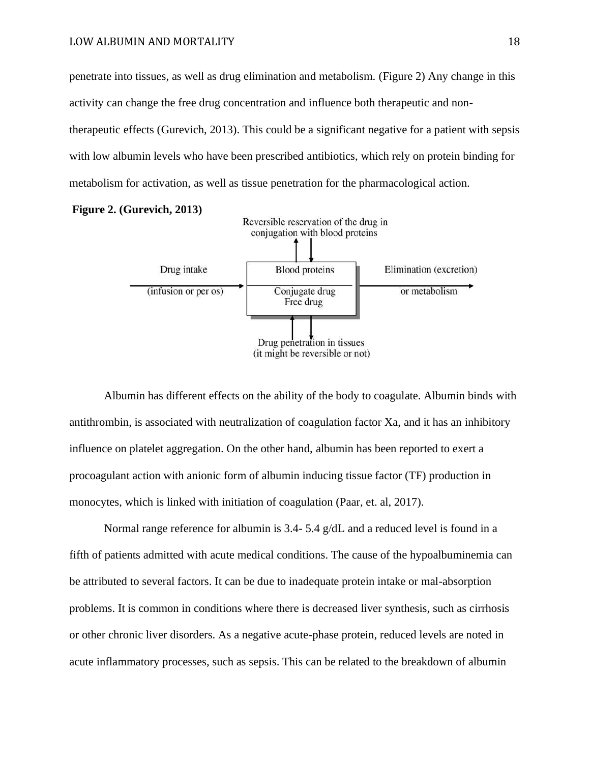penetrate into tissues, as well as drug elimination and metabolism. (Figure 2) Any change in this activity can change the free drug concentration and influence both therapeutic and non-therapeutic effects (Gurevich, 2013). This could be a significant negative for a patient with sepsis with low albumin levels who have been prescribed antibiotics, which rely on protein binding for metabolism for activation, as well as tissue penetration for the pharmacological action.

**Figure 2. (Gurevich, 2013)**

Reversible reservation of the drug in conjugation with blood proteins

Drug intake (infusion or per os)

Blood proteins

Conjugate drug Free drug

Elimination (excretion) or metabolism

Drug penetration in tissues (it might be reversible or not)

Albumin has different effects on the ability of the body to coagulate. Albumin binds with antithrombin, is associated with neutralization of coagulation factor Xa, and it has an inhibitory influence on platelet aggregation. On the other hand, albumin has been reported to exert a procoagulant action with anionic form of albumin inducing tissue factor (TF) production in monocytes, which is linked with initiation of coagulation (Paar, et. al, 2017).

Normal range reference for albumin is 3.4- 5.4 g/dL and a reduced level is found in a fifth of patients admitted with acute medical conditions. The cause of the hypoalbuminemia can be attributed to several factors. It can be due to inadequate protein intake or mal-absorption problems. It is common in conditions where there is decreased liver synthesis, such as cirrhosis or other chronic liver disorders. As a negative acute-phase protein, reduced levels are noted in acute inflammatory processes, such as sepsis. This can be related to the breakdown of albumin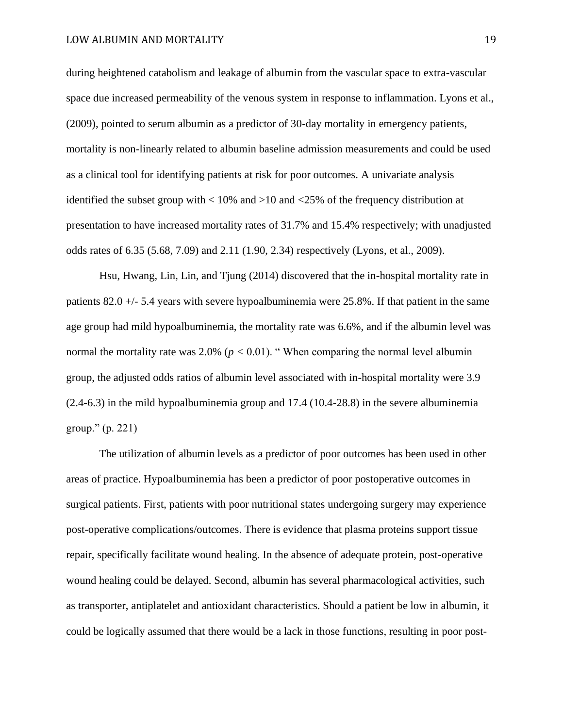during heightened catabolism and leakage of albumin from the vascular space to extra-vascular space due increased permeability of the venous system in response to inflammation. Lyons et al., (2009), pointed to serum albumin as a predictor of 30-day mortality in emergency patients, mortality is non-linearly related to albumin baseline admission measurements and could be used as a clinical tool for identifying patients at risk for poor outcomes. A univariate analysis identified the subset group with < 10% and >10 and <25% of the frequency distribution at presentation to have increased mortality rates of 31.7% and 15.4% respectively; with unadjusted odds rates of 6.35 (5.68, 7.09) and 2.11 (1.90, 2.34) respectively (Lyons, et al., 2009).

Hsu, Hwang, Lin, Lin, and Tjung (2014) discovered that the in-hospital mortality rate in patients 82.0 +/- 5.4 years with severe hypoalbuminemia were 25.8%. If that patient in the same age group had mild hypoalbuminemia, the mortality rate was 6.6%, and if the albumin level was normal the mortality rate was 2.0% ($p < 0.01$). " When comparing the normal level albumin group, the adjusted odds ratios of albumin level associated with in-hospital mortality were 3.9 (2.4-6.3) in the mild hypoalbuminemia group and 17.4 (10.4-28.8) in the severe albuminemia group." (p. 221)

The utilization of albumin levels as a predictor of poor outcomes has been used in other areas of practice. Hypoalbuminemia has been a predictor of poor postoperative outcomes in surgical patients. First, patients with poor nutritional states undergoing surgery may experience post-operative complications/outcomes. There is evidence that plasma proteins support tissue repair, specifically facilitate wound healing. In the absence of adequate protein, post-operative wound healing could be delayed. Second, albumin has several pharmacological activities, such as transporter, antiplatelet and antioxidant characteristics. Should a patient be low in albumin, it could be logically assumed that there would be a lack in those functions, resulting in poor post-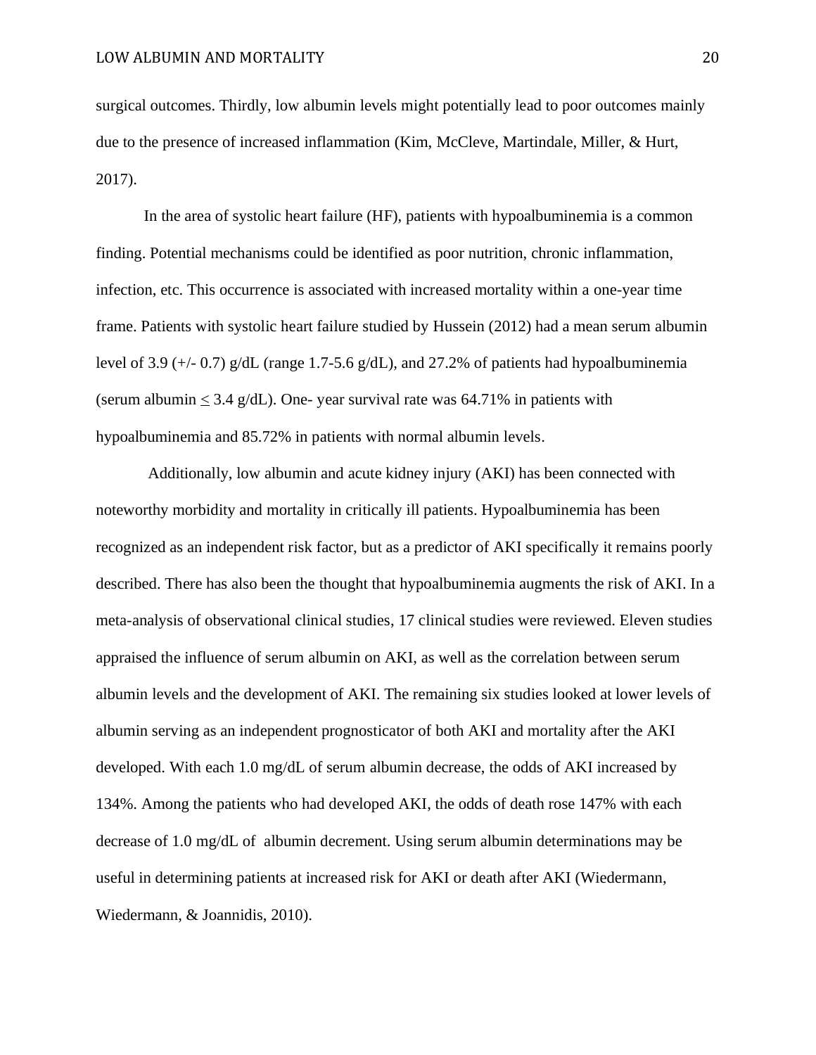surgical outcomes. Thirdly, low albumin levels might potentially lead to poor outcomes mainly due to the presence of increased inflammation (Kim, McCleve, Martindale, Miller, & Hurt, 2017).

In the area of systolic heart failure (HF), patients with hypoalbuminemia is a common finding. Potential mechanisms could be identified as poor nutrition, chronic inflammation, infection, etc. This occurrence is associated with increased mortality within a one-year time frame. Patients with systolic heart failure studied by Hussein (2012) had a mean serum albumin level of 3.9 (+/- 0.7) g/dL (range 1.7-5.6 g/dL), and 27.2% of patients had hypoalbuminemia (serum albumin $\leq$ 3.4 g/dL). One- year survival rate was 64.71% in patients with hypoalbuminemia and 85.72% in patients with normal albumin levels.

Additionally, low albumin and acute kidney injury (AKI) has been connected with noteworthy morbidity and mortality in critically ill patients. Hypoalbuminemia has been recognized as an independent risk factor, but as a predictor of AKI specifically it remains poorly described. There has also been the thought that hypoalbuminemia augments the risk of AKI. In a meta-analysis of observational clinical studies, 17 clinical studies were reviewed. Eleven studies appraised the influence of serum albumin on AKI, as well as the correlation between serum albumin levels and the development of AKI. The remaining six studies looked at lower levels of albumin serving as an independent prognosticator of both AKI and mortality after the AKI developed. With each 1.0 mg/dL of serum albumin decrease, the odds of AKI increased by 134%. Among the patients who had developed AKI, the odds of death rose 147% with each decrease of 1.0 mg/dL of albumin decrement. Using serum albumin determinations may be useful in determining patients at increased risk for AKI or death after AKI (Wiedermann, Wiedermann, & Joannidis, 2010).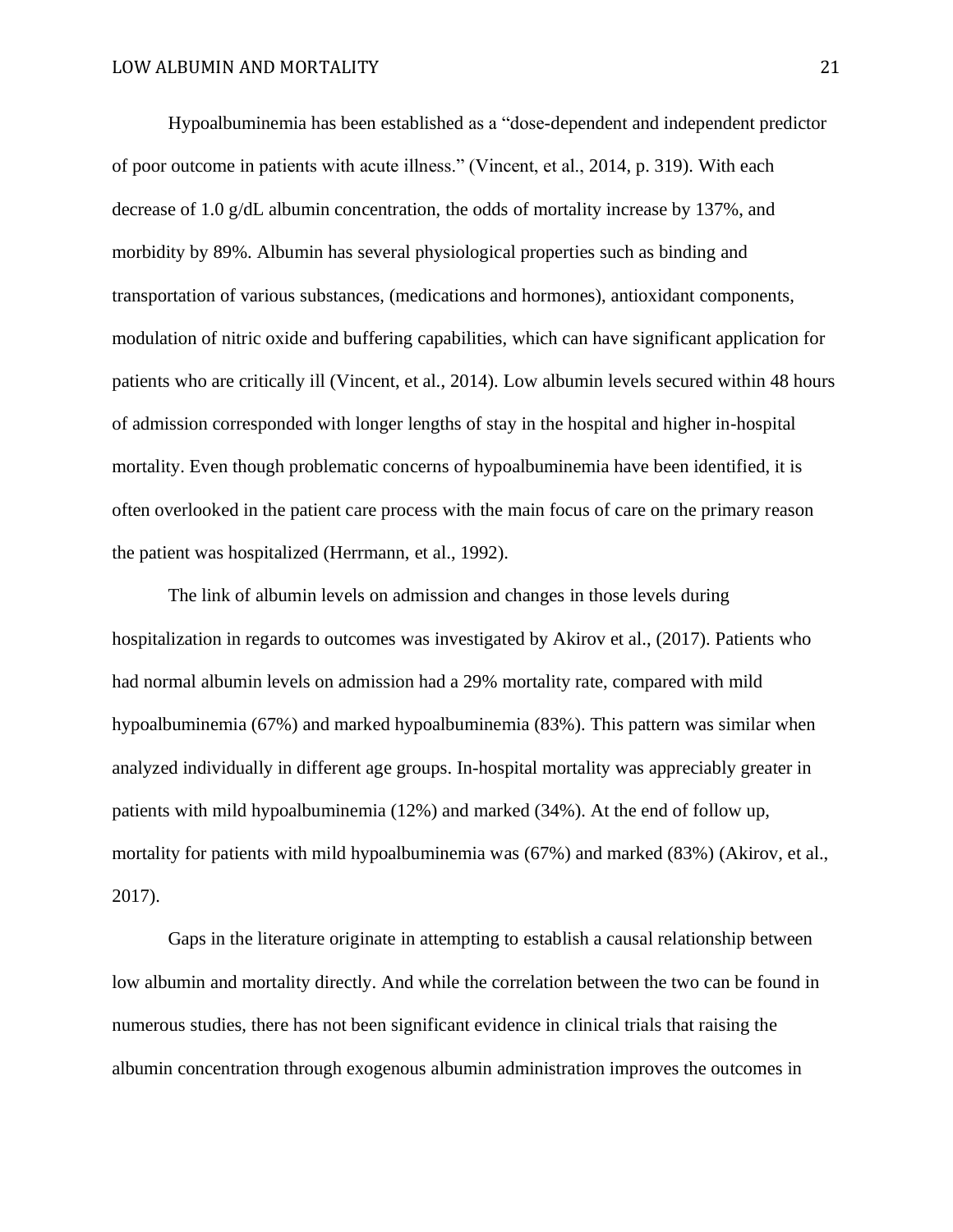Hypoalbuminemia has been established as a "dose-dependent and independent predictor of poor outcome in patients with acute illness." (Vincent, et al., 2014, p. 319). With each decrease of 1.0 g/dL albumin concentration, the odds of mortality increase by 137%, and morbidity by 89%. Albumin has several physiological properties such as binding and transportation of various substances, (medications and hormones), antioxidant components, modulation of nitric oxide and buffering capabilities, which can have significant application for patients who are critically ill (Vincent, et al., 2014). Low albumin levels secured within 48 hours of admission corresponded with longer lengths of stay in the hospital and higher in-hospital mortality. Even though problematic concerns of hypoalbuminemia have been identified, it is often overlooked in the patient care process with the main focus of care on the primary reason the patient was hospitalized (Herrmann, et al., 1992).

The link of albumin levels on admission and changes in those levels during hospitalization in regards to outcomes was investigated by Akirov et al., (2017). Patients who had normal albumin levels on admission had a 29% mortality rate, compared with mild hypoalbuminemia (67%) and marked hypoalbuminemia (83%). This pattern was similar when analyzed individually in different age groups. In-hospital mortality was appreciably greater in patients with mild hypoalbuminemia (12%) and marked (34%). At the end of follow up, mortality for patients with mild hypoalbuminemia was (67%) and marked (83%) (Akirov, et al., 2017).

Gaps in the literature originate in attempting to establish a causal relationship between low albumin and mortality directly. And while the correlation between the two can be found in numerous studies, there has not been significant evidence in clinical trials that raising the albumin concentration through exogenous albumin administration improves the outcomes in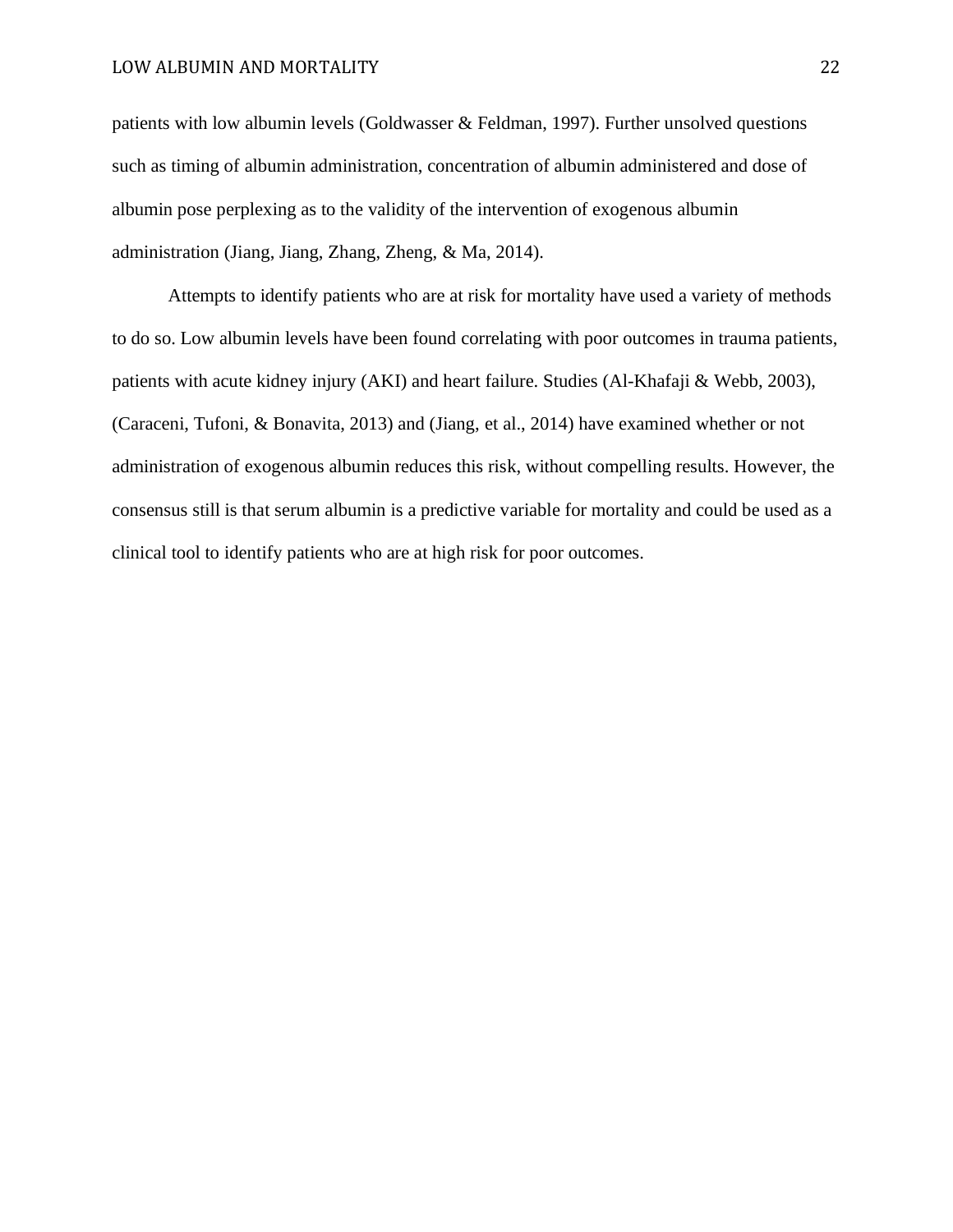patients with low albumin levels (Goldwasser & Feldman, 1997). Further unsolved questions such as timing of albumin administration, concentration of albumin administered and dose of albumin pose perplexing as to the validity of the intervention of exogenous albumin administration (Jiang, Jiang, Zhang, Zheng, & Ma, 2014).

Attempts to identify patients who are at risk for mortality have used a variety of methods to do so. Low albumin levels have been found correlating with poor outcomes in trauma patients, patients with acute kidney injury (AKI) and heart failure. Studies (Al-Khafaji & Webb, 2003), (Caraceni, Tufoni, & Bonavita, 2013) and (Jiang, et al., 2014) have examined whether or not administration of exogenous albumin reduces this risk, without compelling results. However, the consensus still is that serum albumin is a predictive variable for mortality and could be used as a clinical tool to identify patients who are at high risk for poor outcomes.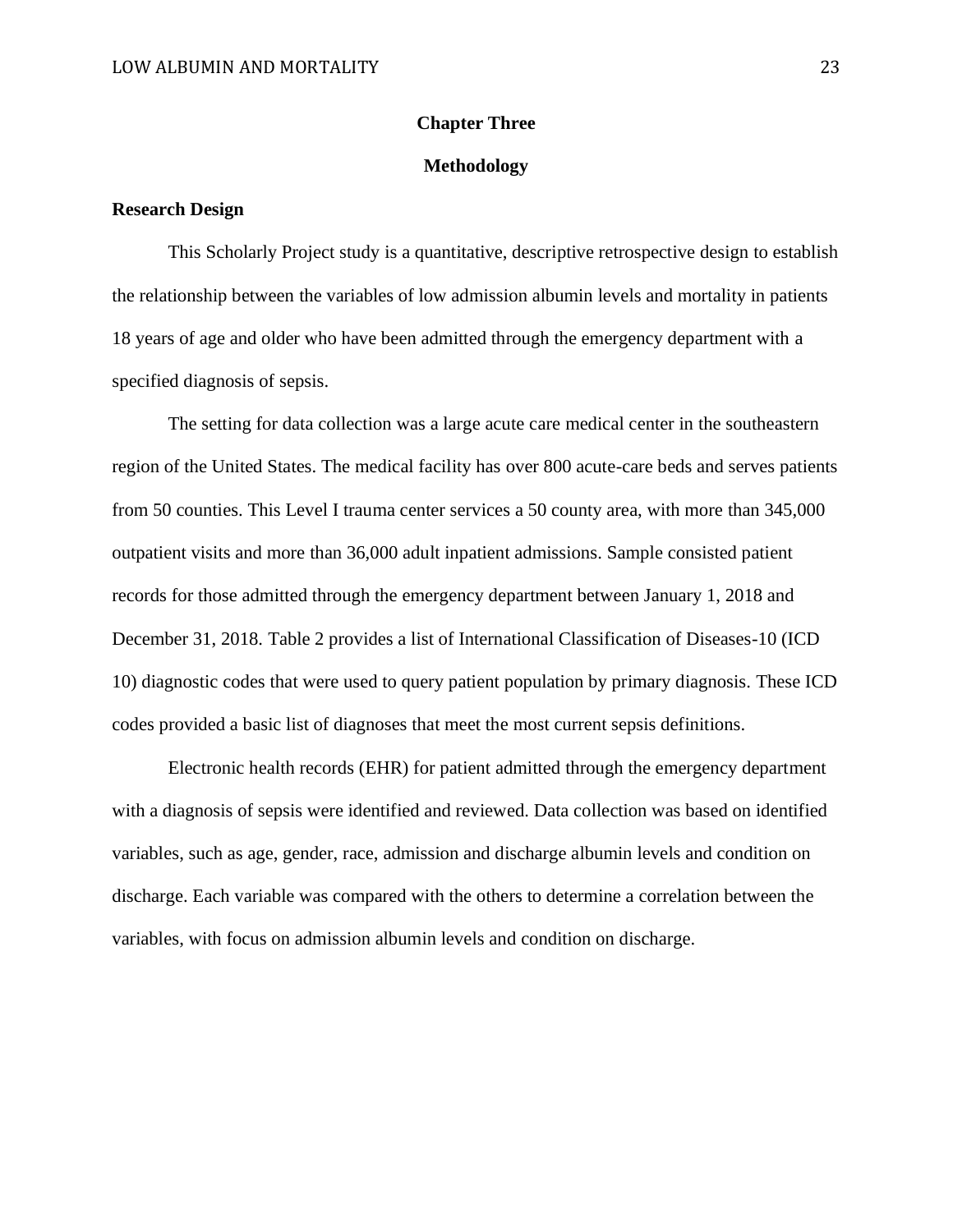# Chapter Three

# Methodology

## Research Design

This Scholarly Project study is a quantitative, descriptive retrospective design to establish the relationship between the variables of low admission albumin levels and mortality in patients 18 years of age and older who have been admitted through the emergency department with a specified diagnosis of sepsis.

The setting for data collection was a large acute care medical center in the southeastern region of the United States. The medical facility has over 800 acute-care beds and serves patients from 50 counties. This Level I trauma center services a 50 county area, with more than 345,000 outpatient visits and more than 36,000 adult inpatient admissions. Sample consisted patient records for those admitted through the emergency department between January 1, 2018 and December 31, 2018. Table 2 provides a list of International Classification of Diseases-10 (ICD 10) diagnostic codes that were used to query patient population by primary diagnosis. These ICD codes provided a basic list of diagnoses that meet the most current sepsis definitions.

Electronic health records (EHR) for patient admitted through the emergency department with a diagnosis of sepsis were identified and reviewed. Data collection was based on identified variables, such as age, gender, race, admission and discharge albumin levels and condition on discharge. Each variable was compared with the others to determine a correlation between the variables, with focus on admission albumin levels and condition on discharge.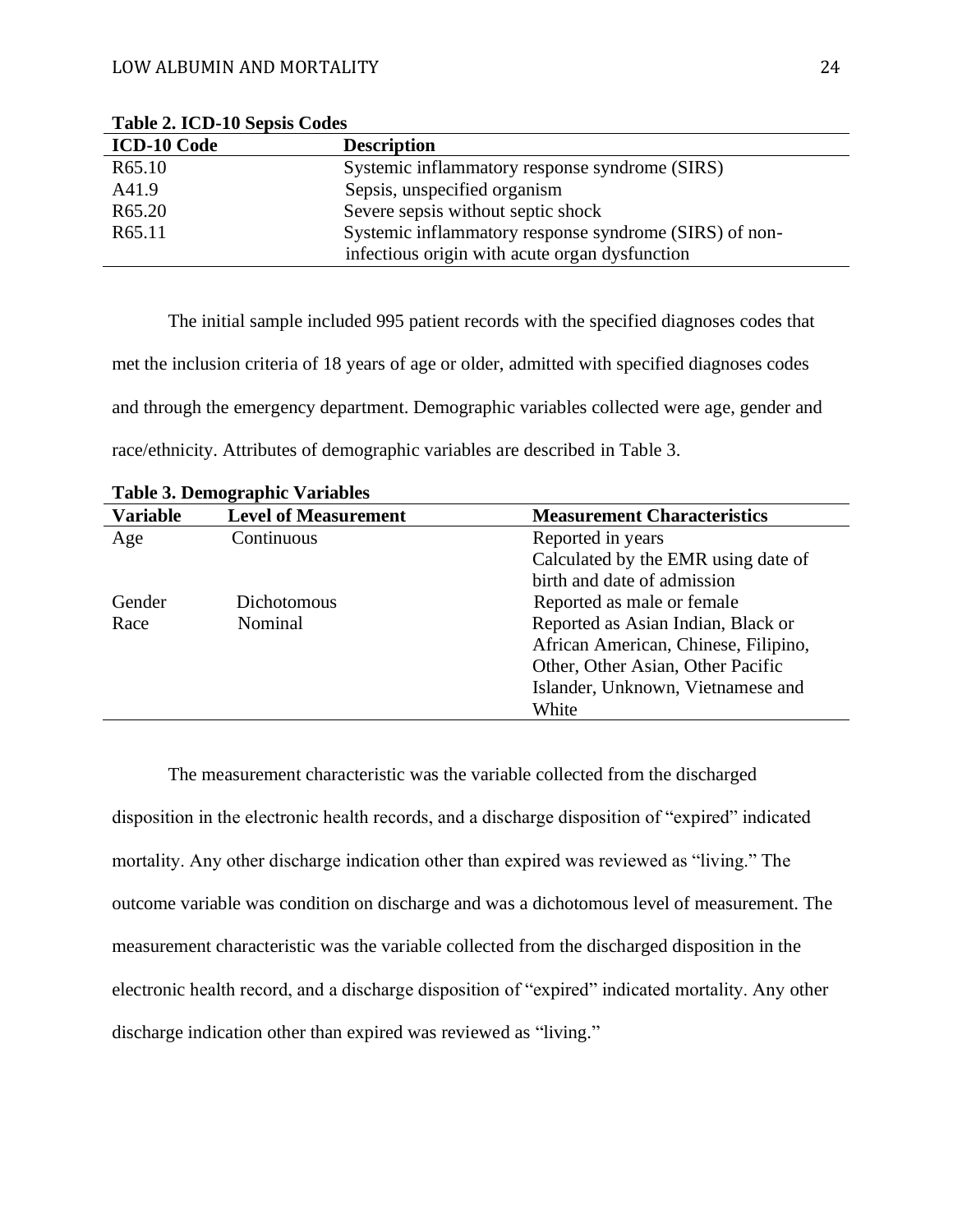**Table 2. ICD-10 Sepsis Codes**

| ICD-10 Code | Description |
|---|---|
| R65.10 | Systemic inflammatory response syndrome (SIRS) |
| A41.9 | Sepsis, unspecified organism |
| R65.20 | Severe sepsis without septic shock |
| R65.11 | Systemic inflammatory response syndrome (SIRS) of non-infectious origin with acute organ dysfunction |

The initial sample included 995 patient records with the specified diagnoses codes that met the inclusion criteria of 18 years of age or older, admitted with specified diagnoses codes and through the emergency department. Demographic variables collected were age, gender and race/ethnicity. Attributes of demographic variables are described in Table 3.

**Table 3. Demographic Variables**

| Variable | Level of Measurement | Measurement Characteristics |
|---|---|---|
| Age | Continuous | Reported in years<br>Calculated by the EMR using date of birth and date of admission |
| Gender | Dichotomous | Reported as male or female |
| Race | Nominal | Reported as Asian Indian, Black or African American, Chinese, Filipino, Other, Other Asian, Other Pacific Islander, Unknown, Vietnamese and White |

The measurement characteristic was the variable collected from the discharged disposition in the electronic health records, and a discharge disposition of "expired" indicated mortality. Any other discharge indication other than expired was reviewed as "living." The outcome variable was condition on discharge and was a dichotomous level of measurement. The measurement characteristic was the variable collected from the discharged disposition in the electronic health record, and a discharge disposition of "expired" indicated mortality. Any other discharge indication other than expired was reviewed as "living."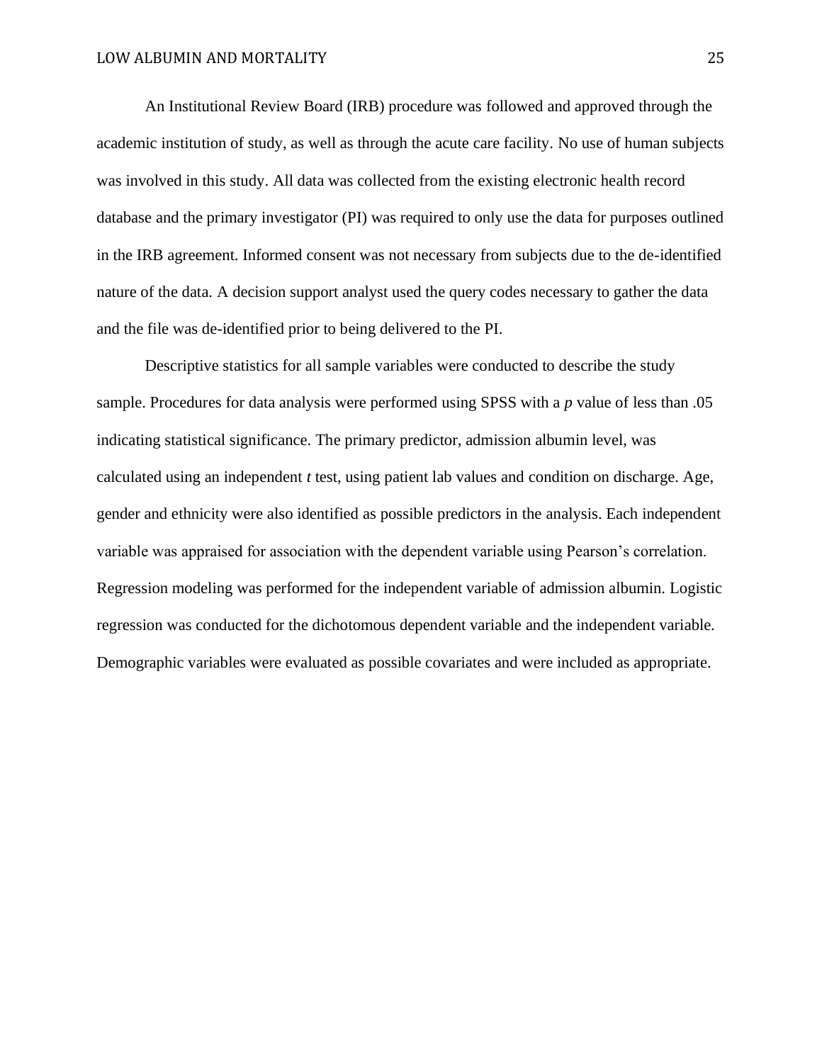An Institutional Review Board (IRB) procedure was followed and approved through the academic institution of study, as well as through the acute care facility. No use of human subjects was involved in this study. All data was collected from the existing electronic health record database and the primary investigator (PI) was required to only use the data for purposes outlined in the IRB agreement. Informed consent was not necessary from subjects due to the de-identified nature of the data. A decision support analyst used the query codes necessary to gather the data and the file was de-identified prior to being delivered to the PI.

Descriptive statistics for all sample variables were conducted to describe the study sample. Procedures for data analysis were performed using SPSS with a $p$ value of less than .05 indicating statistical significance. The primary predictor, admission albumin level, was calculated using an independent $t$ test, using patient lab values and condition on discharge. Age, gender and ethnicity were also identified as possible predictors in the analysis. Each independent variable was appraised for association with the dependent variable using Pearson's correlation. Regression modeling was performed for the independent variable of admission albumin. Logistic regression was conducted for the dichotomous dependent variable and the independent variable. Demographic variables were evaluated as possible covariates and were included as appropriate.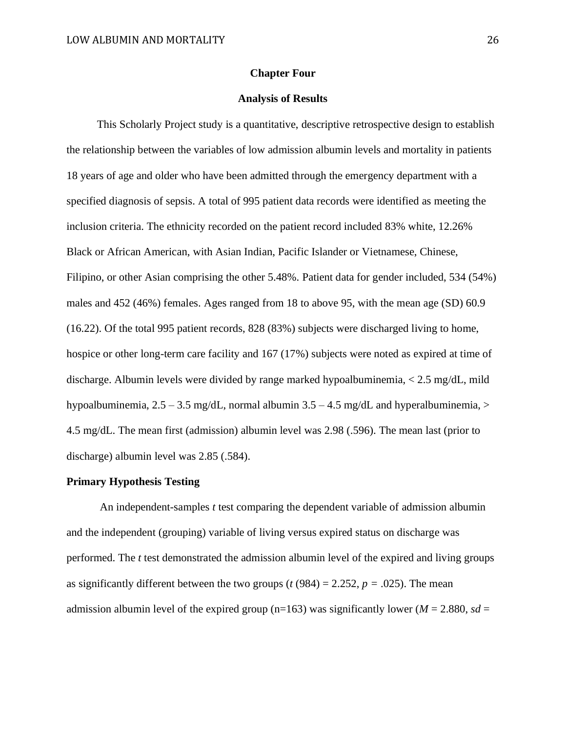# Chapter Four

## Analysis of Results

This Scholarly Project study is a quantitative, descriptive retrospective design to establish the relationship between the variables of low admission albumin levels and mortality in patients 18 years of age and older who have been admitted through the emergency department with a specified diagnosis of sepsis. A total of 995 patient data records were identified as meeting the inclusion criteria. The ethnicity recorded on the patient record included 83% white, 12.26% Black or African American, with Asian Indian, Pacific Islander or Vietnamese, Chinese, Filipino, or other Asian comprising the other 5.48%. Patient data for gender included, 534 (54%) males and 452 (46%) females. Ages ranged from 18 to above 95, with the mean age (SD) 60.9 (16.22). Of the total 995 patient records, 828 (83%) subjects were discharged living to home, hospice or other long-term care facility and 167 (17%) subjects were noted as expired at time of discharge. Albumin levels were divided by range marked hypoalbuminemia, < 2.5 mg/dL, mild hypoalbuminemia, 2.5 – 3.5 mg/dL, normal albumin 3.5 – 4.5 mg/dL and hyperalbuminemia, > 4.5 mg/dL. The mean first (admission) albumin level was 2.98 (.596). The mean last (prior to discharge) albumin level was 2.85 (.584).

### Primary Hypothesis Testing

An independent-samples *t* test comparing the dependent variable of admission albumin and the independent (grouping) variable of living versus expired status on discharge was performed. The *t* test demonstrated the admission albumin level of the expired and living groups as significantly different between the two groups ($t\ (984) = 2.252$, $p = .025$). The mean admission albumin level of the expired group (n=163) was significantly lower ($M = 2.880$, $sd =$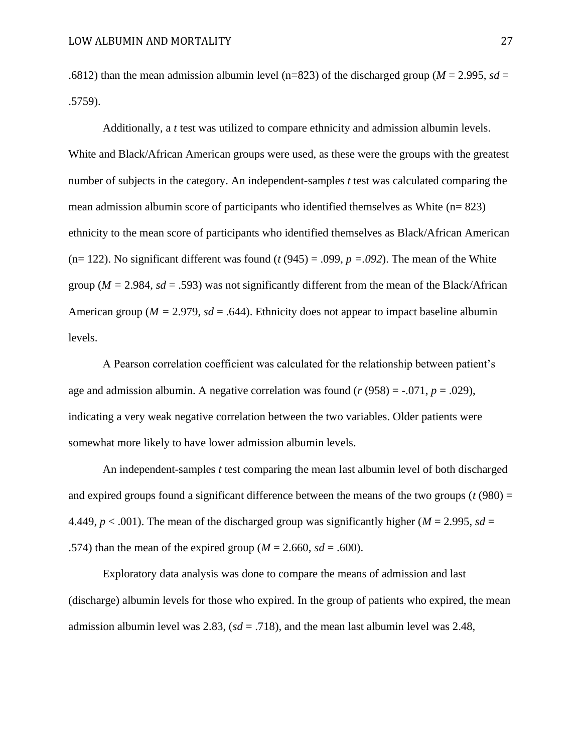.6812) than the mean admission albumin level (n=823) of the discharged group ($M$ = 2.995, $sd$ = .5759).

Additionally, a $t$ test was utilized to compare ethnicity and admission albumin levels. White and Black/African American groups were used, as these were the groups with the greatest number of subjects in the category. An independent-samples $t$ test was calculated comparing the mean admission albumin score of participants who identified themselves as White (n= 823) ethnicity to the mean score of participants who identified themselves as Black/African American (n= 122). No significant different was found ($t$ (945) = .099, $p$ =*.092*). The mean of the White group ($M$ = 2.984, $sd$ = .593) was not significantly different from the mean of the Black/African American group ($M$ = 2.979, $sd$ = .644). Ethnicity does not appear to impact baseline albumin levels.

A Pearson correlation coefficient was calculated for the relationship between patient's age and admission albumin. A negative correlation was found ($r$ (958) = -.071, $p$ = .029), indicating a very weak negative correlation between the two variables. Older patients were somewhat more likely to have lower admission albumin levels.

An independent-samples $t$ test comparing the mean last albumin level of both discharged and expired groups found a significant difference between the means of the two groups ($t$ (980) = 4.449, $p$ < .001). The mean of the discharged group was significantly higher ($M$ = 2.995, $sd$ = .574) than the mean of the expired group ($M$ = 2.660, $sd$ = .600).

Exploratory data analysis was done to compare the means of admission and last (discharge) albumin levels for those who expired. In the group of patients who expired, the mean admission albumin level was 2.83, ($sd$ = .718), and the mean last albumin level was 2.48,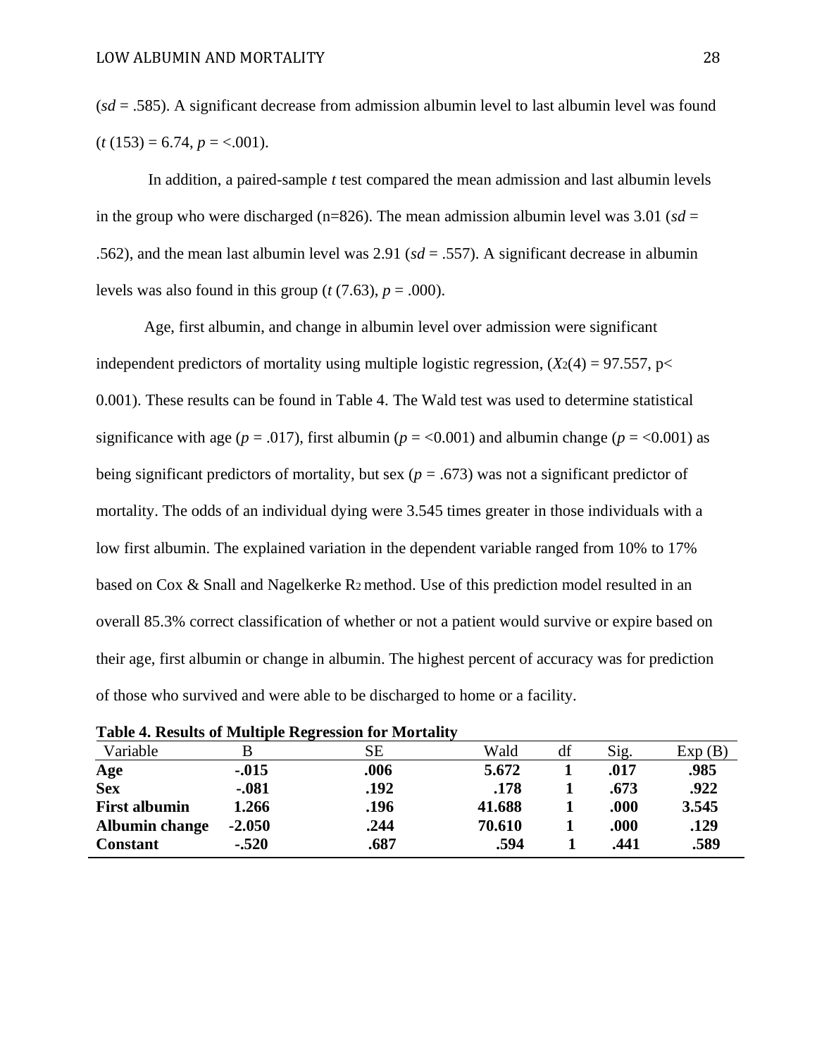(*sd* = .585). A significant decrease from admission albumin level to last albumin level was found ($t$ (153) = 6.74, $p$ = <.001).

In addition, a paired-sample *t* test compared the mean admission and last albumin levels in the group who were discharged (n=826). The mean admission albumin level was 3.01 (*sd* = .562), and the mean last albumin level was 2.91 (*sd* = .557). A significant decrease in albumin levels was also found in this group ($t$ (7.63), $p$ = .000).

Age, first albumin, and change in albumin level over admission were significant independent predictors of mortality using multiple logistic regression, ($X_2(4)$ = 97.557, p< 0.001). These results can be found in Table 4. The Wald test was used to determine statistical significance with age ($p$ = .017), first albumin ($p$ = <0.001) and albumin change ($p$ = <0.001) as being significant predictors of mortality, but sex ($p$ = .673) was not a significant predictor of mortality. The odds of an individual dying were 3.545 times greater in those individuals with a low first albumin. The explained variation in the dependent variable ranged from 10% to 17% based on Cox & Snall and Nagelkerke $R_2$ method. Use of this prediction model resulted in an overall 85.3% correct classification of whether or not a patient would survive or expire based on their age, first albumin or change in albumin. The highest percent of accuracy was for prediction of those who survived and were able to be discharged to home or a facility.

**Table 4. Results of Multiple Regression for Mortality**

| Variable | B | SE | Wald | df | Sig. | Exp (B) |
|---|---|---|---|---|---|---|
| **Age** | **-.015** | **.006** | **5.672** | **1** | **.017** | **.985** |
| **Sex** | **-.081** | **.192** | **.178** | **1** | **.673** | **.922** |
| **First albumin** | **1.266** | **.196** | **41.688** | **1** | **.000** | **3.545** |
| **Albumin change** | **-2.050** | **.244** | **70.610** | **1** | **.000** | **.129** |
| **Constant** | **-.520** | **.687** | **.594** | **1** | **.441** | **.589** |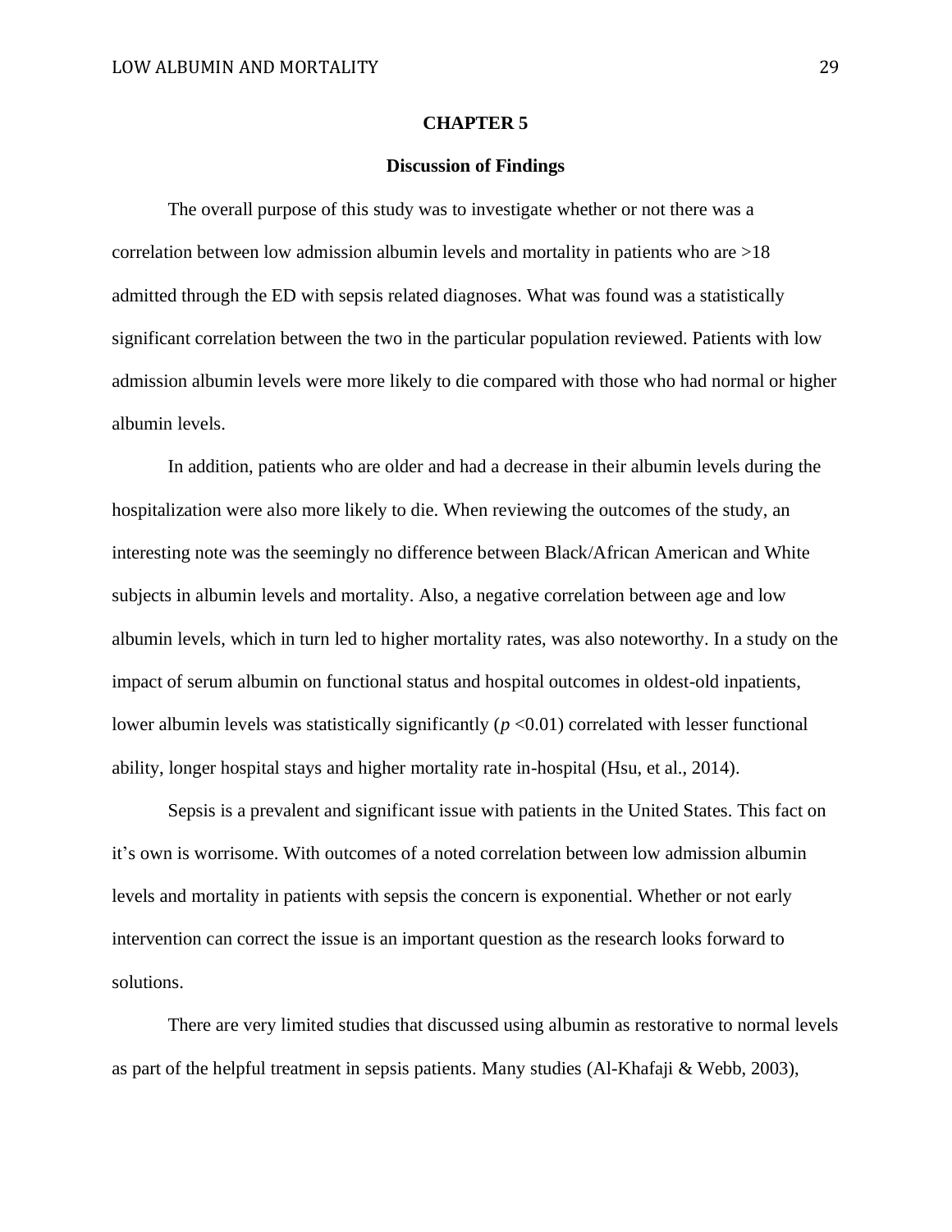# CHAPTER 5

## Discussion of Findings

The overall purpose of this study was to investigate whether or not there was a correlation between low admission albumin levels and mortality in patients who are >18 admitted through the ED with sepsis related diagnoses. What was found was a statistically significant correlation between the two in the particular population reviewed. Patients with low admission albumin levels were more likely to die compared with those who had normal or higher albumin levels.

In addition, patients who are older and had a decrease in their albumin levels during the hospitalization were also more likely to die. When reviewing the outcomes of the study, an interesting note was the seemingly no difference between Black/African American and White subjects in albumin levels and mortality. Also, a negative correlation between age and low albumin levels, which in turn led to higher mortality rates, was also noteworthy. In a study on the impact of serum albumin on functional status and hospital outcomes in oldest-old inpatients, lower albumin levels was statistically significantly ($p < 0.01$) correlated with lesser functional ability, longer hospital stays and higher mortality rate in-hospital (Hsu, et al., 2014).

Sepsis is a prevalent and significant issue with patients in the United States. This fact on it's own is worrisome. With outcomes of a noted correlation between low admission albumin levels and mortality in patients with sepsis the concern is exponential. Whether or not early intervention can correct the issue is an important question as the research looks forward to solutions.

There are very limited studies that discussed using albumin as restorative to normal levels as part of the helpful treatment in sepsis patients. Many studies (Al-Khafaji & Webb, 2003),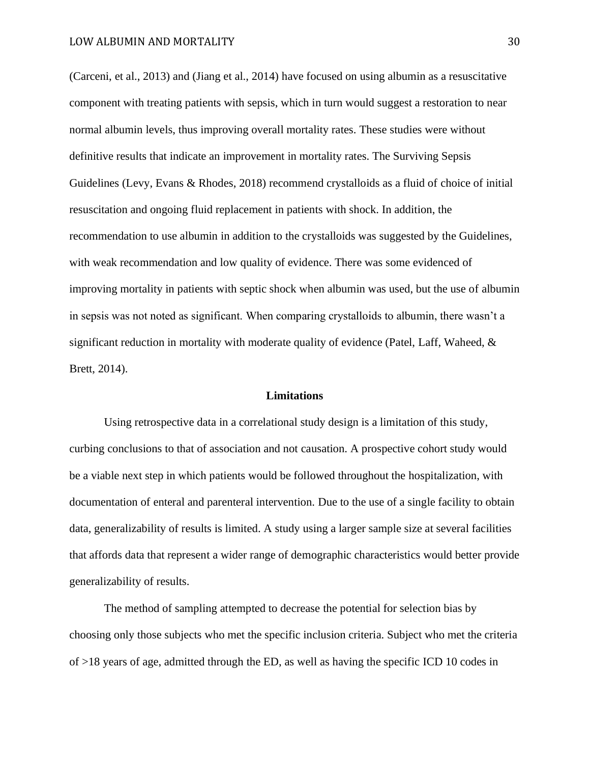(Carceni, et al., 2013) and (Jiang et al., 2014) have focused on using albumin as a resuscitative component with treating patients with sepsis, which in turn would suggest a restoration to near normal albumin levels, thus improving overall mortality rates. These studies were without definitive results that indicate an improvement in mortality rates. The Surviving Sepsis Guidelines (Levy, Evans & Rhodes, 2018) recommend crystalloids as a fluid of choice of initial resuscitation and ongoing fluid replacement in patients with shock. In addition, the recommendation to use albumin in addition to the crystalloids was suggested by the Guidelines, with weak recommendation and low quality of evidence. There was some evidenced of improving mortality in patients with septic shock when albumin was used, but the use of albumin in sepsis was not noted as significant. When comparing crystalloids to albumin, there wasn't a significant reduction in mortality with moderate quality of evidence (Patel, Laff, Waheed, & Brett, 2014).

## Limitations

Using retrospective data in a correlational study design is a limitation of this study, curbing conclusions to that of association and not causation. A prospective cohort study would be a viable next step in which patients would be followed throughout the hospitalization, with documentation of enteral and parenteral intervention. Due to the use of a single facility to obtain data, generalizability of results is limited. A study using a larger sample size at several facilities that affords data that represent a wider range of demographic characteristics would better provide generalizability of results.

The method of sampling attempted to decrease the potential for selection bias by choosing only those subjects who met the specific inclusion criteria. Subject who met the criteria of >18 years of age, admitted through the ED, as well as having the specific ICD 10 codes in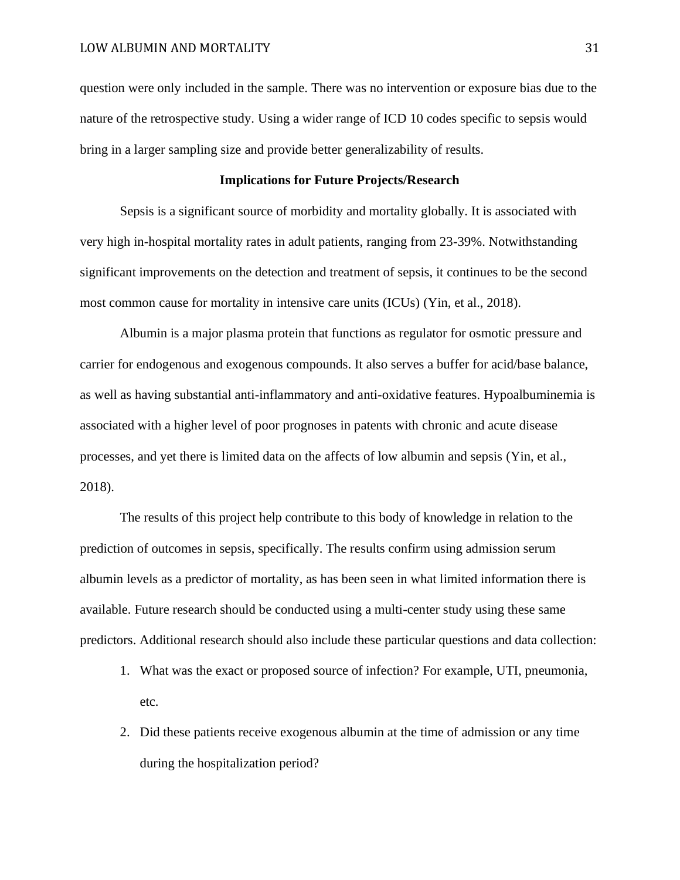question were only included in the sample. There was no intervention or exposure bias due to the nature of the retrospective study. Using a wider range of ICD 10 codes specific to sepsis would bring in a larger sampling size and provide better generalizability of results.

## Implications for Future Projects/Research

Sepsis is a significant source of morbidity and mortality globally. It is associated with very high in-hospital mortality rates in adult patients, ranging from 23-39%. Notwithstanding significant improvements on the detection and treatment of sepsis, it continues to be the second most common cause for mortality in intensive care units (ICUs) (Yin, et al., 2018).

Albumin is a major plasma protein that functions as regulator for osmotic pressure and carrier for endogenous and exogenous compounds. It also serves a buffer for acid/base balance, as well as having substantial anti-inflammatory and anti-oxidative features. Hypoalbuminemia is associated with a higher level of poor prognoses in patents with chronic and acute disease processes, and yet there is limited data on the affects of low albumin and sepsis (Yin, et al., 2018).

The results of this project help contribute to this body of knowledge in relation to the prediction of outcomes in sepsis, specifically. The results confirm using admission serum albumin levels as a predictor of mortality, as has been seen in what limited information there is available. Future research should be conducted using a multi-center study using these same predictors. Additional research should also include these particular questions and data collection:

1. What was the exact or proposed source of infection? For example, UTI, pneumonia, etc.
2. Did these patients receive exogenous albumin at the time of admission or any time during the hospitalization period?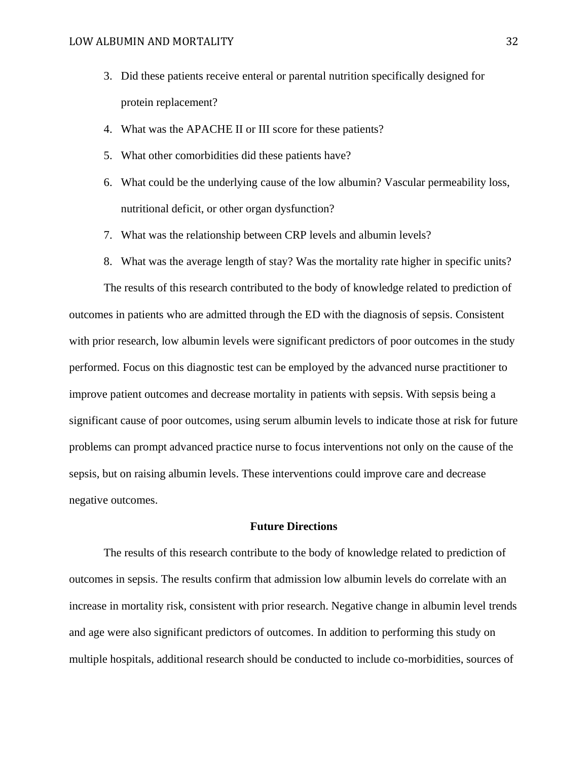3. Did these patients receive enteral or parental nutrition specifically designed for protein replacement?
4. What was the APACHE II or III score for these patients?
5. What other comorbidities did these patients have?
6. What could be the underlying cause of the low albumin? Vascular permeability loss, nutritional deficit, or other organ dysfunction?
7. What was the relationship between CRP levels and albumin levels?
8. What was the average length of stay? Was the mortality rate higher in specific units?

The results of this research contributed to the body of knowledge related to prediction of outcomes in patients who are admitted through the ED with the diagnosis of sepsis. Consistent with prior research, low albumin levels were significant predictors of poor outcomes in the study performed. Focus on this diagnostic test can be employed by the advanced nurse practitioner to improve patient outcomes and decrease mortality in patients with sepsis. With sepsis being a significant cause of poor outcomes, using serum albumin levels to indicate those at risk for future problems can prompt advanced practice nurse to focus interventions not only on the cause of the sepsis, but on raising albumin levels. These interventions could improve care and decrease negative outcomes.

## Future Directions

The results of this research contribute to the body of knowledge related to prediction of outcomes in sepsis. The results confirm that admission low albumin levels do correlate with an increase in mortality risk, consistent with prior research. Negative change in albumin level trends and age were also significant predictors of outcomes. In addition to performing this study on multiple hospitals, additional research should be conducted to include co-morbidities, sources of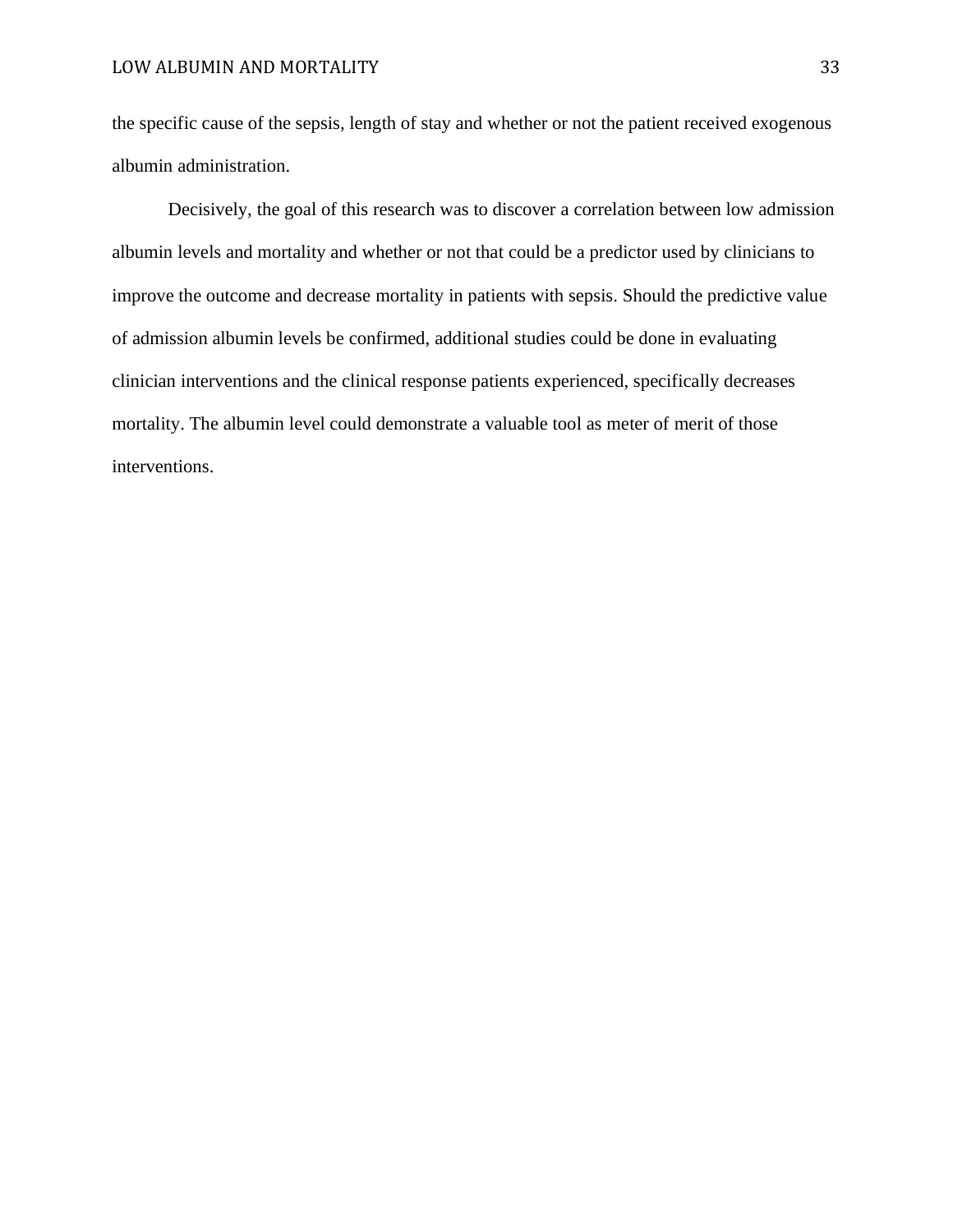the specific cause of the sepsis, length of stay and whether or not the patient received exogenous albumin administration.

Decisively, the goal of this research was to discover a correlation between low admission albumin levels and mortality and whether or not that could be a predictor used by clinicians to improve the outcome and decrease mortality in patients with sepsis. Should the predictive value of admission albumin levels be confirmed, additional studies could be done in evaluating clinician interventions and the clinical response patients experienced, specifically decreases mortality. The albumin level could demonstrate a valuable tool as meter of merit of those interventions.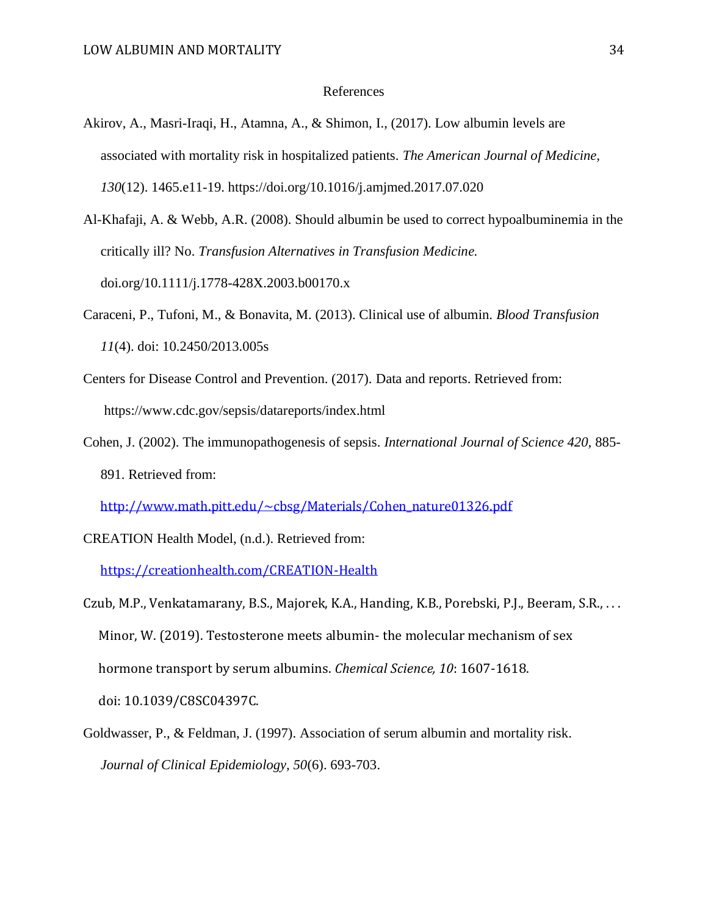## References

Akirov, A., Masri-Iraqi, H., Atamna, A., & Shimon, I., (2017). Low albumin levels are associated with mortality risk in hospitalized patients. *The American Journal of Medicine, 130*(12). 1465.e11-19. https://doi.org/10.1016/j.amjmed.2017.07.020

Al-Khafaji, A. & Webb, A.R. (2008). Should albumin be used to correct hypoalbuminemia in the critically ill? No. *Transfusion Alternatives in Transfusion Medicine.* doi.org/10.1111/j.1778-428X.2003.b00170.x

Caraceni, P., Tufoni, M., & Bonavita, M. (2013). Clinical use of albumin. *Blood Transfusion 11*(4). doi: 10.2450/2013.005s

Centers for Disease Control and Prevention. (2017). Data and reports. Retrieved from: https://www.cdc.gov/sepsis/datareports/index.html

Cohen, J. (2002). The immunopathogenesis of sepsis. *International Journal of Science 420,* 885-891. Retrieved from: http://www.math.pitt.edu/~cbsg/Materials/Cohen_nature01326.pdf

CREATION Health Model, (n.d.). Retrieved from: https://creationhealth.com/CREATION-Health

Czub, M.P., Venkatamarany, B.S., Majorek, K.A., Handing, K.B., Porebski, P.J., Beeram, S.R., . . . Minor, W. (2019). Testosterone meets albumin- the molecular mechanism of sex hormone transport by serum albumins. *Chemical Science, 10*: 1607-1618. doi: 10.1039/C8SC04397C.

Goldwasser, P., & Feldman, J. (1997). Association of serum albumin and mortality risk. *Journal of Clinical Epidemiology, 50*(6). 693-703.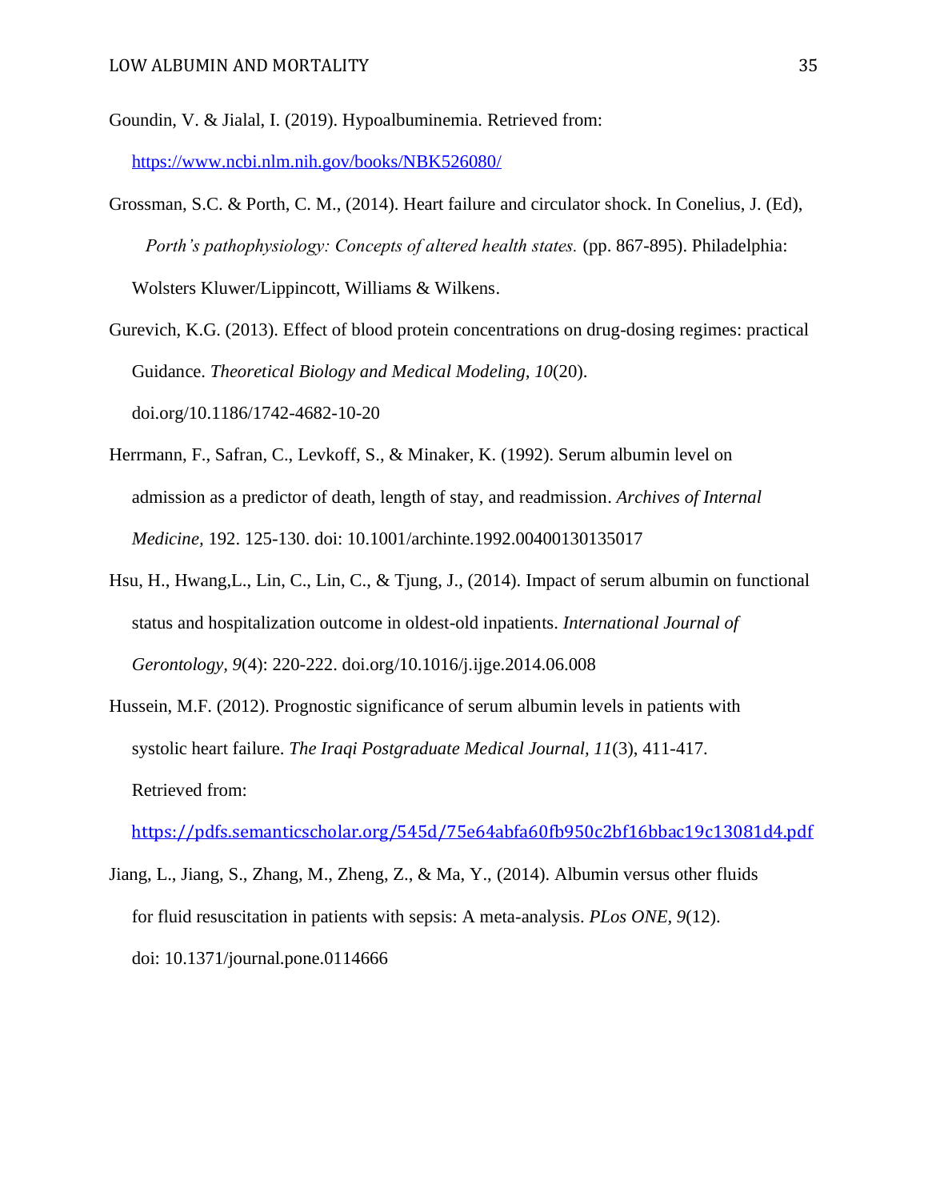Goundin, V. & Jialal, I. (2019). Hypoalbuminemia. Retrieved from: https://www.ncbi.nlm.nih.gov/books/NBK526080/

Grossman, S.C. & Porth, C. M., (2014). Heart failure and circulator shock. In Conelius, J. (Ed), *Porth's pathophysiology: Concepts of altered health states.* (pp. 867-895). Philadelphia: Wolsters Kluwer/Lippincott, Williams & Wilkens.

Gurevich, K.G. (2013). Effect of blood protein concentrations on drug-dosing regimes: practical Guidance. *Theoretical Biology and Medical Modeling, 10*(20). doi.org/10.1186/1742-4682-10-20

Herrmann, F., Safran, C., Levkoff, S., & Minaker, K. (1992). Serum albumin level on admission as a predictor of death, length of stay, and readmission. *Archives of Internal Medicine,* 192. 125-130. doi: 10.1001/archinte.1992.00400130135017

Hsu, H., Hwang,L., Lin, C., Lin, C., & Tjung, J., (2014). Impact of serum albumin on functional status and hospitalization outcome in oldest-old inpatients. *International Journal of Gerontology, 9*(4): 220-222. doi.org/10.1016/j.ijge.2014.06.008

Hussein, M.F. (2012). Prognostic significance of serum albumin levels in patients with systolic heart failure. *The Iraqi Postgraduate Medical Journal, 11*(3), 411-417. Retrieved from: https://pdfs.semanticscholar.org/545d/75e64abfa60fb950c2bf16bbac19c13081d4.pdf

Jiang, L., Jiang, S., Zhang, M., Zheng, Z., & Ma, Y., (2014). Albumin versus other fluids for fluid resuscitation in patients with sepsis: A meta-analysis. *PLos ONE, 9*(12). doi: 10.1371/journal.pone.0114666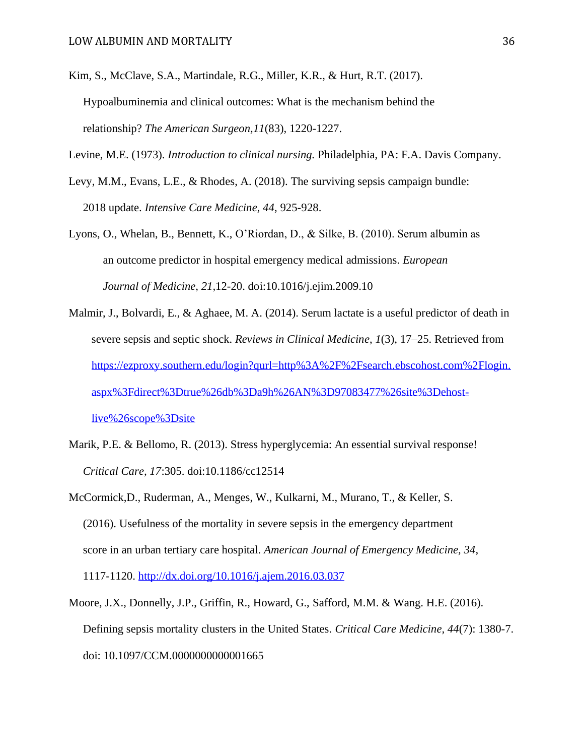Kim, S., McClave, S.A., Martindale, R.G., Miller, K.R., & Hurt, R.T. (2017). Hypoalbuminemia and clinical outcomes: What is the mechanism behind the relationship? *The American Surgeon,11*(83), 1220-1227.

Levine, M.E. (1973). *Introduction to clinical nursing.* Philadelphia, PA: F.A. Davis Company.

Levy, M.M., Evans, L.E., & Rhodes, A. (2018). The surviving sepsis campaign bundle: 2018 update. *Intensive Care Medicine, 44*, 925-928.

Lyons, O., Whelan, B., Bennett, K., O'Riordan, D., & Silke, B. (2010). Serum albumin as an outcome predictor in hospital emergency medical admissions. *European Journal of Medicine, 21,*12-20. doi:10.1016/j.ejim.2009.10

Malmir, J., Bolvardi, E., & Aghaee, M. A. (2014). Serum lactate is a useful predictor of death in severe sepsis and septic shock. *Reviews in Clinical Medicine*, *1*(3), 17–25. Retrieved from [https://ezproxy.southern.edu/login?qurl=http%3A%2F%2Fsearch.ebscohost.com%2Flogin.aspx%3Fdirect%3Dtrue%26db%3Da9h%26AN%3D97083477%26site%3Dehost-live%26scope%3Dsite](https://ezproxy.southern.edu/login?qurl=http%3A%2F%2Fsearch.ebscohost.com%2Flogin.aspx%3Fdirect%3Dtrue%26db%3Da9h%26AN%3D97083477%26site%3Dehost-live%26scope%3Dsite)

Marik, P.E. & Bellomo, R. (2013). Stress hyperglycemia: An essential survival response! *Critical Care, 17*:305. doi:10.1186/cc12514

McCormick,D., Ruderman, A., Menges, W., Kulkarni, M., Murano, T., & Keller, S. (2016). Usefulness of the mortality in severe sepsis in the emergency department score in an urban tertiary care hospital. *American Journal of Emergency Medicine, 34*, 1117-1120. [http://dx.doi.org/10.1016/j.ajem.2016.03.037](http://dx.doi.org/10.1016/j.ajem.2016.03.037)

Moore, J.X., Donnelly, J.P., Griffin, R., Howard, G., Safford, M.M. & Wang. H.E. (2016). Defining sepsis mortality clusters in the United States. *Critical Care Medicine, 44*(7): 1380-7. doi: 10.1097/CCM.0000000000001665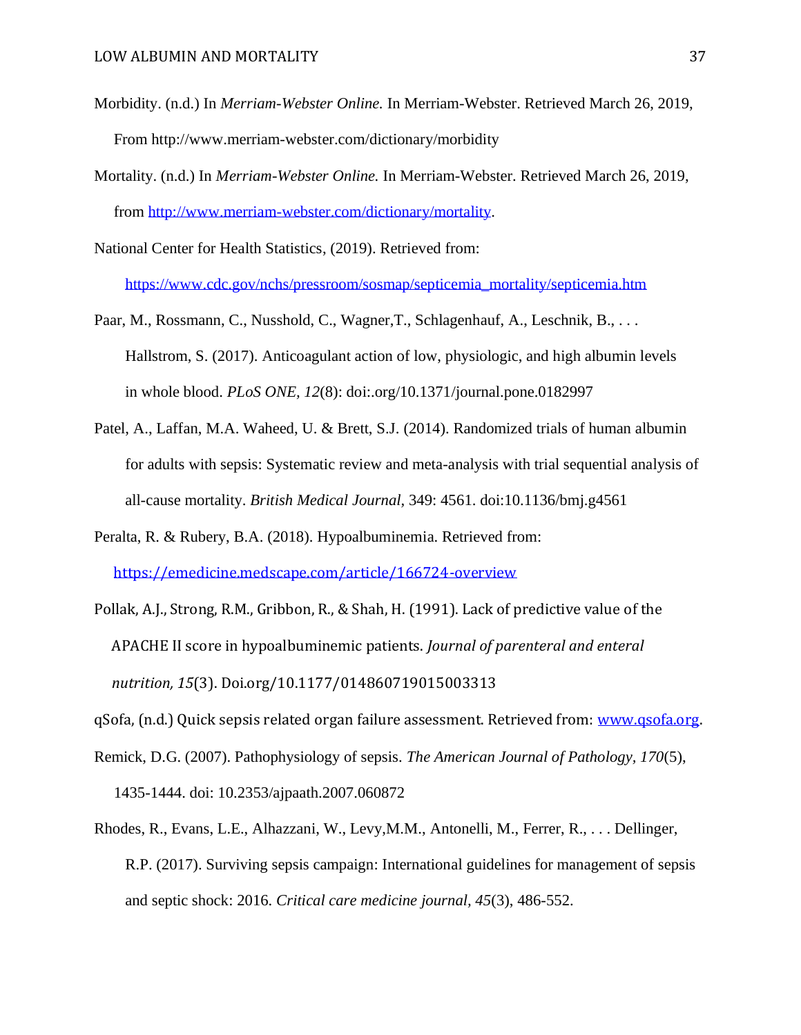Morbidity. (n.d.) In *Merriam-Webster Online.* In Merriam-Webster. Retrieved March 26, 2019, From http://www.merriam-webster.com/dictionary/morbidity

Mortality. (n.d.) In *Merriam-Webster Online.* In Merriam-Webster. Retrieved March 26, 2019, from http://www.merriam-webster.com/dictionary/mortality.

National Center for Health Statistics, (2019). Retrieved from: https://www.cdc.gov/nchs/pressroom/sosmap/septicemia_mortality/septicemia.htm

Paar, M., Rossmann, C., Nusshold, C., Wagner,T., Schlagenhauf, A., Leschnik, B., . . . Hallstrom, S. (2017). Anticoagulant action of low, physiologic, and high albumin levels in whole blood. *PLoS ONE, 12*(8): doi:.org/10.1371/journal.pone.0182997

Patel, A., Laffan, M.A. Waheed, U. & Brett, S.J. (2014). Randomized trials of human albumin for adults with sepsis: Systematic review and meta-analysis with trial sequential analysis of all-cause mortality. *British Medical Journal,* 349: 4561. doi:10.1136/bmj.g4561

Peralta, R. & Rubery, B.A. (2018). Hypoalbuminemia. Retrieved from: https://emedicine.medscape.com/article/166724-overview

Pollak, A.J., Strong, R.M., Gribbon, R., & Shah, H. (1991). Lack of predictive value of the APACHE II score in hypoalbuminemic patients. *Journal of parenteral and enteral nutrition, 15*(3). Doi.org/10.1177/014860719015003313

qSofa, (n.d.) Quick sepsis related organ failure assessment. Retrieved from: www.qsofa.org.

Remick, D.G. (2007). Pathophysiology of sepsis. *The American Journal of Pathology, 170*(5), 1435-1444. doi: 10.2353/ajpaath.2007.060872

Rhodes, R., Evans, L.E., Alhazzani, W., Levy,M.M., Antonelli, M., Ferrer, R., . . . Dellinger, R.P. (2017). Surviving sepsis campaign: International guidelines for management of sepsis and septic shock: 2016. *Critical care medicine journal, 45*(3), 486-552.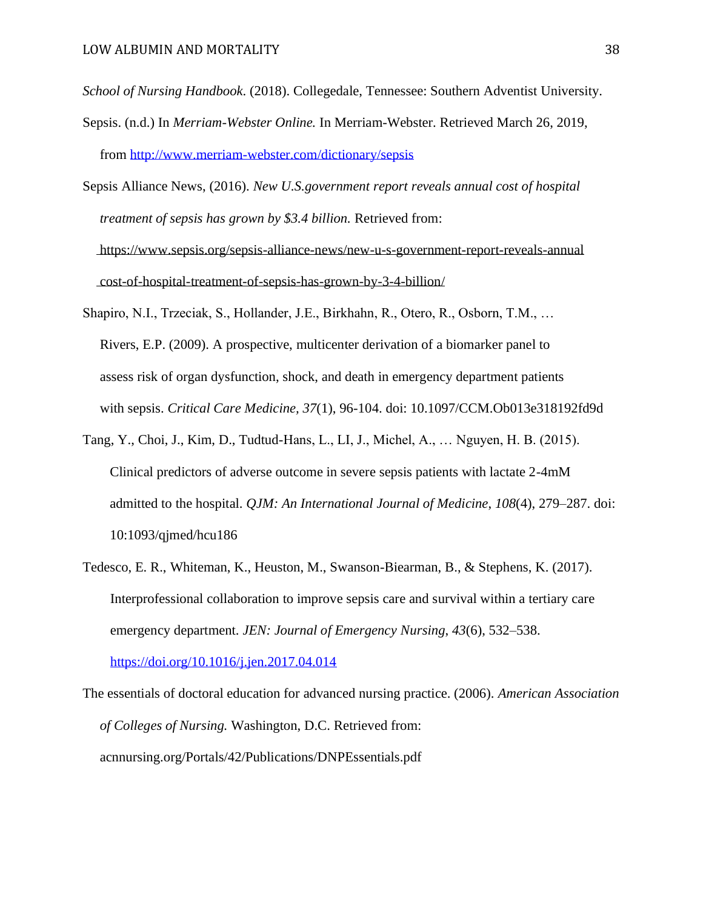*School of Nursing Handbook*. (2018). Collegedale, Tennessee: Southern Adventist University.

Sepsis. (n.d.) In *Merriam-Webster Online.* In Merriam-Webster. Retrieved March 26, 2019, from http://www.merriam-webster.com/dictionary/sepsis

Sepsis Alliance News, (2016). *New U.S.government report reveals annual cost of hospital treatment of sepsis has grown by $3.4 billion.* Retrieved from: https://www.sepsis.org/sepsis-alliance-news/new-u-s-government-report-reveals-annual cost-of-hospital-treatment-of-sepsis-has-grown-by-3-4-billion/

Shapiro, N.I., Trzeciak, S., Hollander, J.E., Birkhahn, R., Otero, R., Osborn, T.M., … Rivers, E.P. (2009). A prospective, multicenter derivation of a biomarker panel to assess risk of organ dysfunction, shock, and death in emergency department patients with sepsis. *Critical Care Medicine, 37*(1), 96-104. doi: 10.1097/CCM.Ob013e318192fd9d

Tang, Y., Choi, J., Kim, D., Tudtud-Hans, L., LI, J., Michel, A., … Nguyen, H. B. (2015). Clinical predictors of adverse outcome in severe sepsis patients with lactate 2-4mM admitted to the hospital. *QJM: An International Journal of Medicine*, *108*(4), 279–287. doi: 10:1093/qjmed/hcu186

Tedesco, E. R., Whiteman, K., Heuston, M., Swanson-Biearman, B., & Stephens, K. (2017). Interprofessional collaboration to improve sepsis care and survival within a tertiary care emergency department. *JEN: Journal of Emergency Nursing*, *43*(6), 532–538. https://doi.org/10.1016/j.jen.2017.04.014

The essentials of doctoral education for advanced nursing practice. (2006). *American Association of Colleges of Nursing.* Washington, D.C. Retrieved from: acnnursing.org/Portals/42/Publications/DNPEssentials.pdf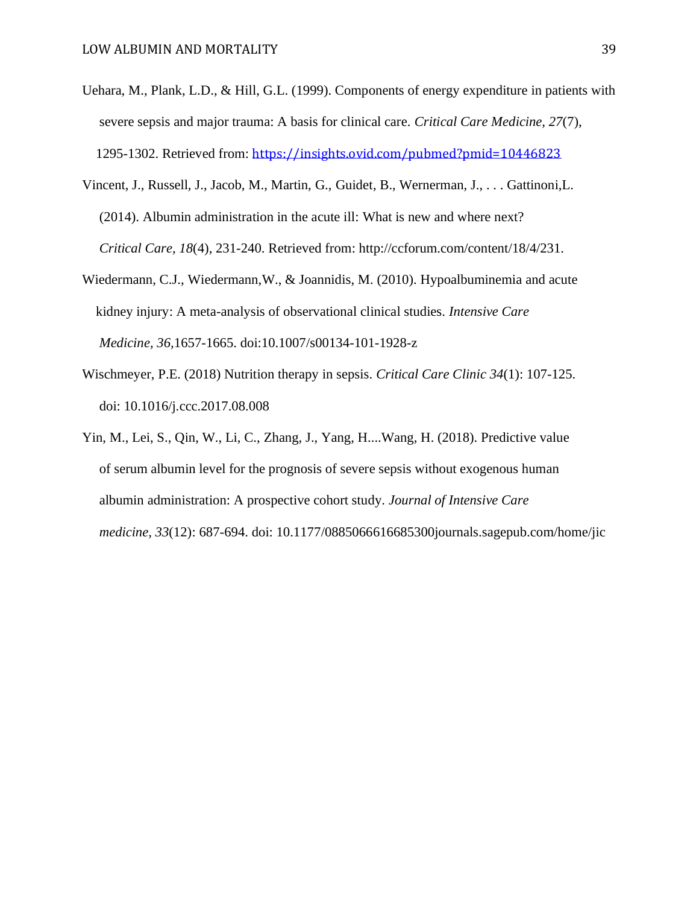Uehara, M., Plank, L.D., & Hill, G.L. (1999). Components of energy expenditure in patients with severe sepsis and major trauma: A basis for clinical care. *Critical Care Medicine, 27*(7), 1295-1302. Retrieved from: https://insights.ovid.com/pubmed?pmid=10446823

Vincent, J., Russell, J., Jacob, M., Martin, G., Guidet, B., Wernerman, J., . . . Gattinoni,L. (2014). Albumin administration in the acute ill: What is new and where next? *Critical Care, 18*(4), 231-240. Retrieved from: http://ccforum.com/content/18/4/231.

Wiedermann, C.J., Wiedermann,W., & Joannidis, M. (2010). Hypoalbuminemia and acute kidney injury: A meta-analysis of observational clinical studies. *Intensive Care Medicine, 36,*1657-1665. doi:10.1007/s00134-101-1928-z

Wischmeyer, P.E. (2018) Nutrition therapy in sepsis. *Critical Care Clinic 34*(1): 107-125. doi: 10.1016/j.ccc.2017.08.008

Yin, M., Lei, S., Qin, W., Li, C., Zhang, J., Yang, H....Wang, H. (2018). Predictive value of serum albumin level for the prognosis of severe sepsis without exogenous human albumin administration: A prospective cohort study. *Journal of Intensive Care medicine, 33*(12): 687-694. doi: 10.1177/0885066616685300journals.sagepub.com/home/jic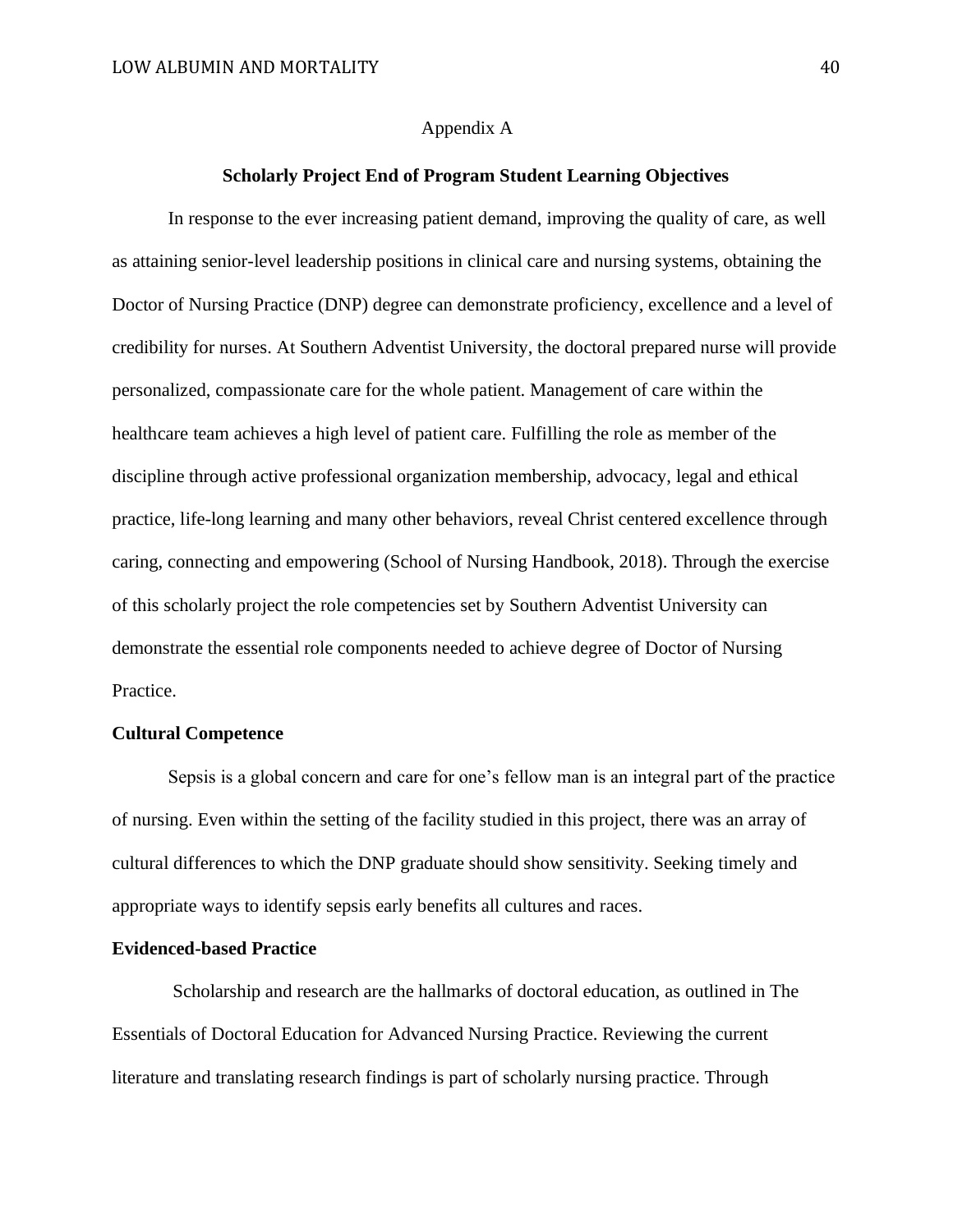Appendix A

**Scholarly Project End of Program Student Learning Objectives**

In response to the ever increasing patient demand, improving the quality of care, as well as attaining senior-level leadership positions in clinical care and nursing systems, obtaining the Doctor of Nursing Practice (DNP) degree can demonstrate proficiency, excellence and a level of credibility for nurses. At Southern Adventist University, the doctoral prepared nurse will provide personalized, compassionate care for the whole patient. Management of care within the healthcare team achieves a high level of patient care. Fulfilling the role as member of the discipline through active professional organization membership, advocacy, legal and ethical practice, life-long learning and many other behaviors, reveal Christ centered excellence through caring, connecting and empowering (School of Nursing Handbook, 2018). Through the exercise of this scholarly project the role competencies set by Southern Adventist University can demonstrate the essential role components needed to achieve degree of Doctor of Nursing Practice.

**Cultural Competence**

Sepsis is a global concern and care for one's fellow man is an integral part of the practice of nursing. Even within the setting of the facility studied in this project, there was an array of cultural differences to which the DNP graduate should show sensitivity. Seeking timely and appropriate ways to identify sepsis early benefits all cultures and races.

**Evidenced-based Practice**

Scholarship and research are the hallmarks of doctoral education, as outlined in The Essentials of Doctoral Education for Advanced Nursing Practice. Reviewing the current literature and translating research findings is part of scholarly nursing practice. Through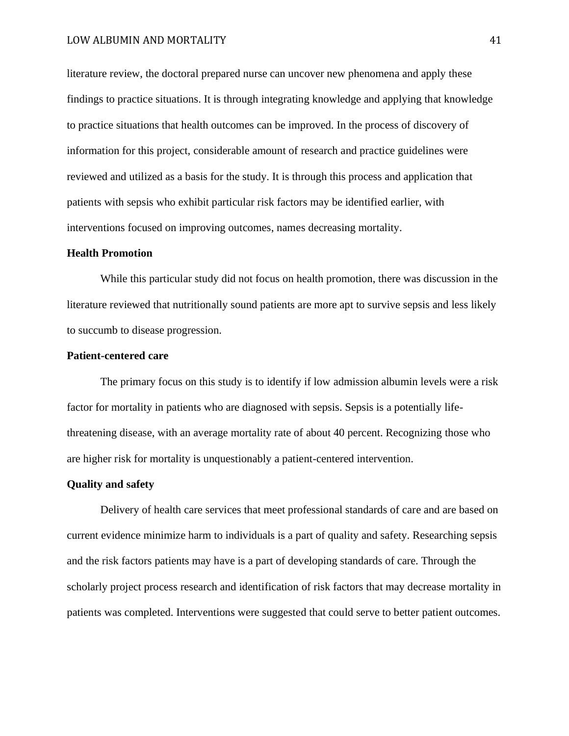literature review, the doctoral prepared nurse can uncover new phenomena and apply these findings to practice situations. It is through integrating knowledge and applying that knowledge to practice situations that health outcomes can be improved. In the process of discovery of information for this project, considerable amount of research and practice guidelines were reviewed and utilized as a basis for the study. It is through this process and application that patients with sepsis who exhibit particular risk factors may be identified earlier, with interventions focused on improving outcomes, names decreasing mortality.

**Health Promotion**

While this particular study did not focus on health promotion, there was discussion in the literature reviewed that nutritionally sound patients are more apt to survive sepsis and less likely to succumb to disease progression.

**Patient-centered care**

The primary focus on this study is to identify if low admission albumin levels were a risk factor for mortality in patients who are diagnosed with sepsis. Sepsis is a potentially life-threatening disease, with an average mortality rate of about 40 percent. Recognizing those who are higher risk for mortality is unquestionably a patient-centered intervention.

**Quality and safety**

Delivery of health care services that meet professional standards of care and are based on current evidence minimize harm to individuals is a part of quality and safety. Researching sepsis and the risk factors patients may have is a part of developing standards of care. Through the scholarly project process research and identification of risk factors that may decrease mortality in patients was completed. Interventions were suggested that could serve to better patient outcomes.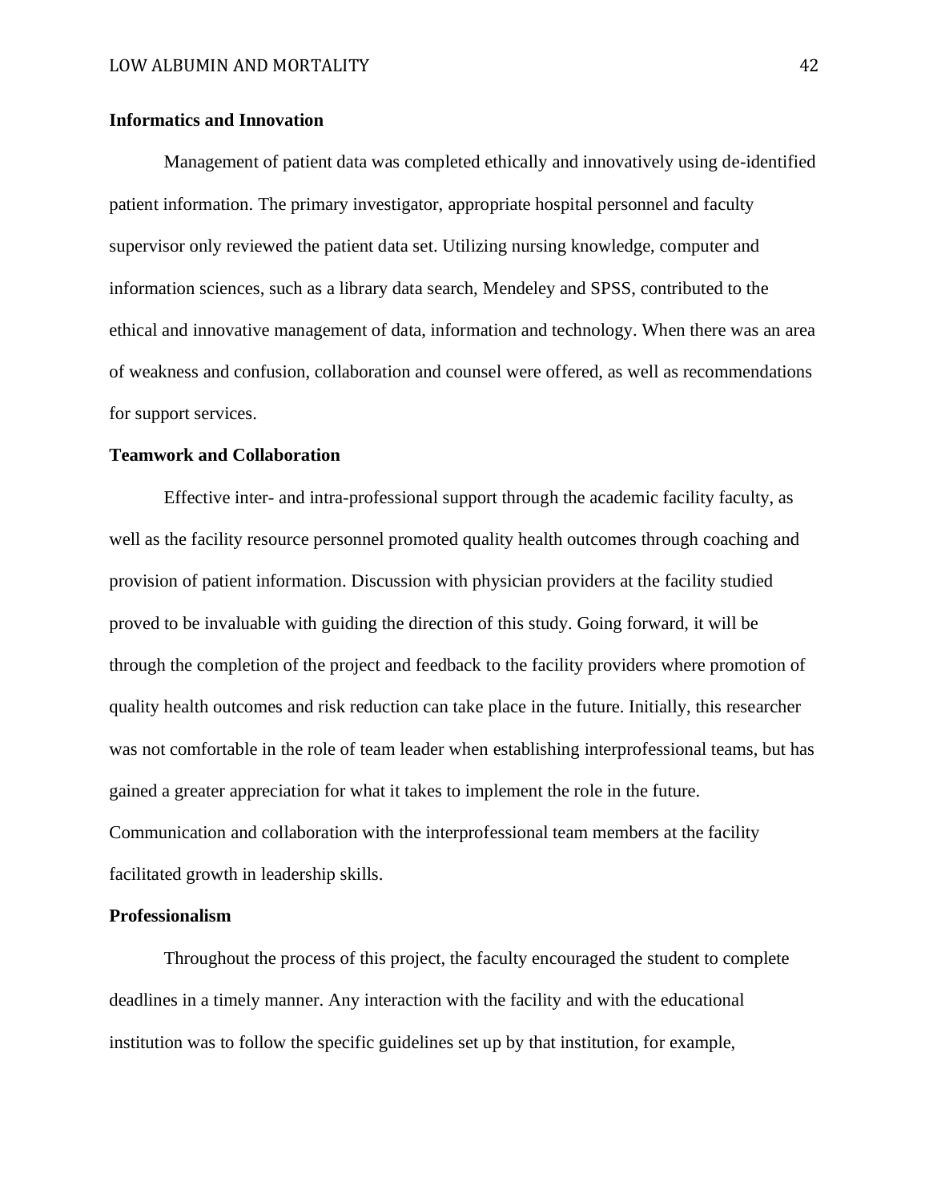## Informatics and Innovation

Management of patient data was completed ethically and innovatively using de-identified patient information. The primary investigator, appropriate hospital personnel and faculty supervisor only reviewed the patient data set. Utilizing nursing knowledge, computer and information sciences, such as a library data search, Mendeley and SPSS, contributed to the ethical and innovative management of data, information and technology. When there was an area of weakness and confusion, collaboration and counsel were offered, as well as recommendations for support services.

## Teamwork and Collaboration

Effective inter- and intra-professional support through the academic facility faculty, as well as the facility resource personnel promoted quality health outcomes through coaching and provision of patient information. Discussion with physician providers at the facility studied proved to be invaluable with guiding the direction of this study. Going forward, it will be through the completion of the project and feedback to the facility providers where promotion of quality health outcomes and risk reduction can take place in the future. Initially, this researcher was not comfortable in the role of team leader when establishing interprofessional teams, but has gained a greater appreciation for what it takes to implement the role in the future. Communication and collaboration with the interprofessional team members at the facility facilitated growth in leadership skills.

## Professionalism

Throughout the process of this project, the faculty encouraged the student to complete deadlines in a timely manner. Any interaction with the facility and with the educational institution was to follow the specific guidelines set up by that institution, for example,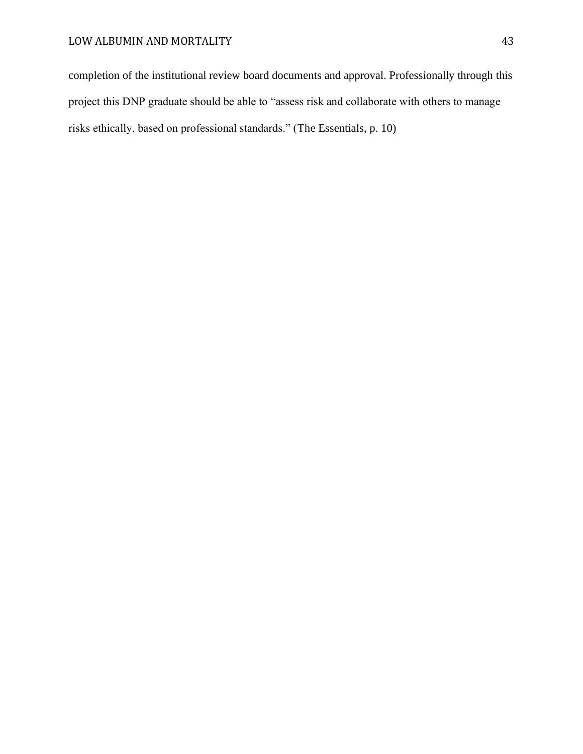completion of the institutional review board documents and approval. Professionally through this project this DNP graduate should be able to "assess risk and collaborate with others to manage risks ethically, based on professional standards." (The Essentials, p. 10)